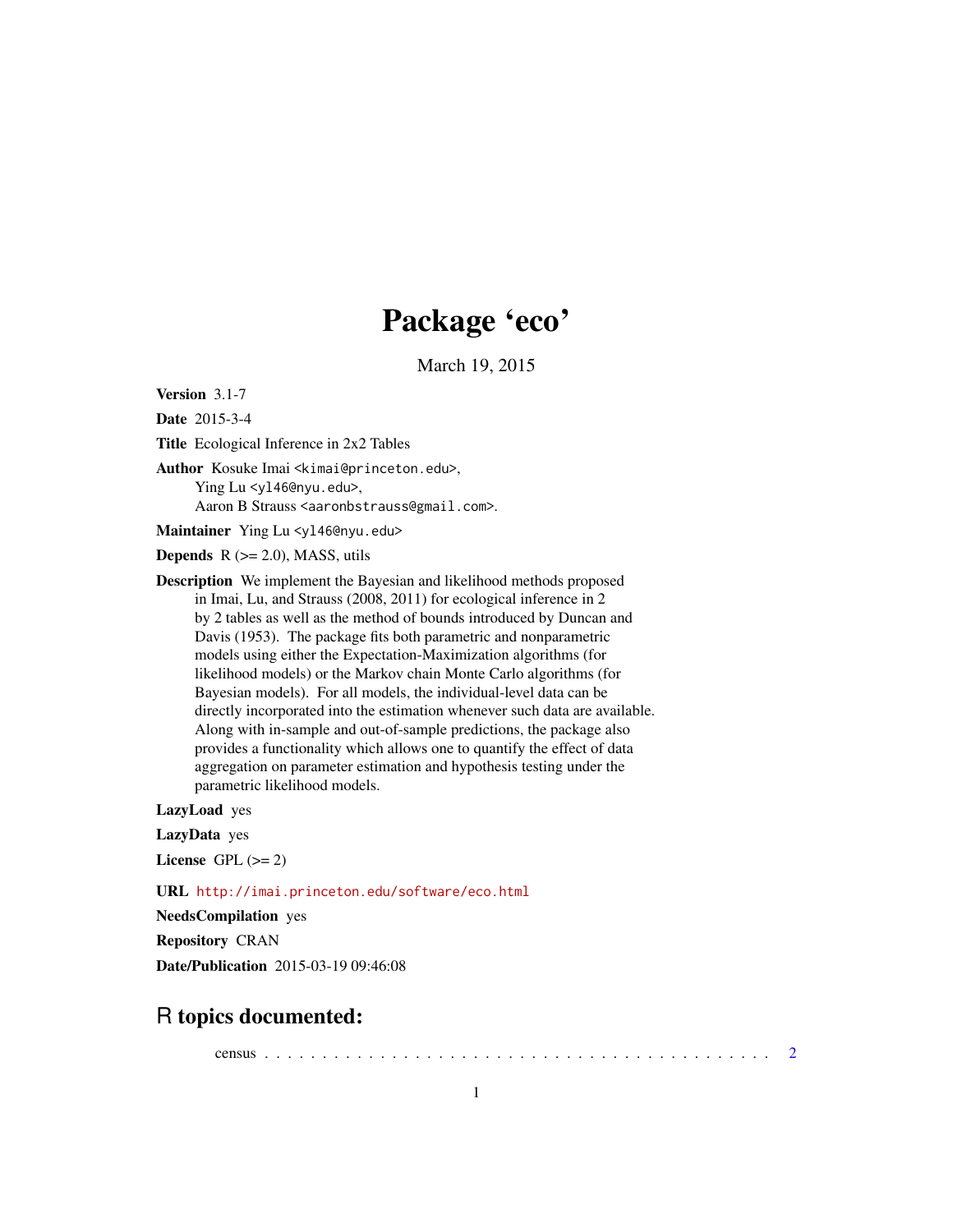# Package 'eco'

March 19, 2015

**Version** 3.1-7

**Date** 2015-3-4

**Title** Ecological Inference in 2x2 Tables

**Author** Kosuke Imai <kimai@princeton.edu>,
Ying Lu <yl46@nyu.edu>,
Aaron B Strauss <aaronbstrauss@gmail.com>.

**Maintainer** Ying Lu <yl46@nyu.edu>

**Depends** R (>= 2.0), MASS, utils

**Description** We implement the Bayesian and likelihood methods proposed in Imai, Lu, and Strauss (2008, 2011) for ecological inference in 2 by 2 tables as well as the method of bounds introduced by Duncan and Davis (1953). The package fits both parametric and nonparametric models using either the Expectation-Maximization algorithms (for likelihood models) or the Markov chain Monte Carlo algorithms (for Bayesian models). For all models, the individual-level data can be directly incorporated into the estimation whenever such data are available. Along with in-sample and out-of-sample predictions, the package also provides a functionality which allows one to quantify the effect of data aggregation on parameter estimation and hypothesis testing under the parametric likelihood models.

**LazyLoad** yes

**LazyData** yes

**License** GPL (>= 2)

**URL** http://imai.princeton.edu/software/eco.html

**NeedsCompilation** yes

**Repository** CRAN

**Date/Publication** 2015-03-19 09:46:08

## R topics documented:

census . . . . . . . . . . . . . . . . . . . . . . . . . . . . . . . . . . . . . . . . . . . 2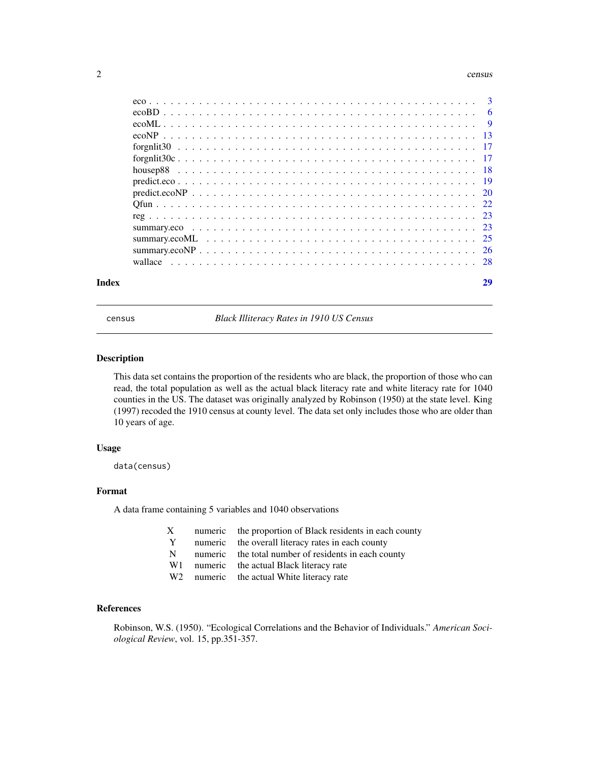| | |
|---|---|
| eco | 3 |
| ecoBD | 6 |
| ecoML | 9 |
| ecoNP | 13 |
| forgnlit30 | 17 |
| forgnlit30c | 17 |
| housep88 | 18 |
| predict.eco | 19 |
| predict.ecoNP | 20 |
| Qfun | 22 |
| reg | 23 |
| summary.eco | 23 |
| summary.ecoML | 25 |
| summary.ecoNP | 26 |
| wallace | 28 |

**Index** 29

---

census *Black Illiteracy Rates in 1910 US Census*

---

## Description

This data set contains the proportion of the residents who are black, the proportion of those who can read, the total population as well as the actual black literacy rate and white literacy rate for 1040 counties in the US. The dataset was originally analyzed by Robinson (1950) at the state level. King (1997) recoded the 1910 census at county level. The data set only includes those who are older than 10 years of age.

## Usage

```
data(census)
```

## Format

A data frame containing 5 variables and 1040 observations

| | | |
|---|---|---|
| X | numeric | the proportion of Black residents in each county |
| Y | numeric | the overall literacy rates in each county |
| N | numeric | the total number of residents in each county |
| W1 | numeric | the actual Black literacy rate |
| W2 | numeric | the actual White literacy rate |

## References

Robinson, W.S. (1950). "Ecological Correlations and the Behavior of Individuals." *American Sociological Review*, vol. 15, pp.351-357.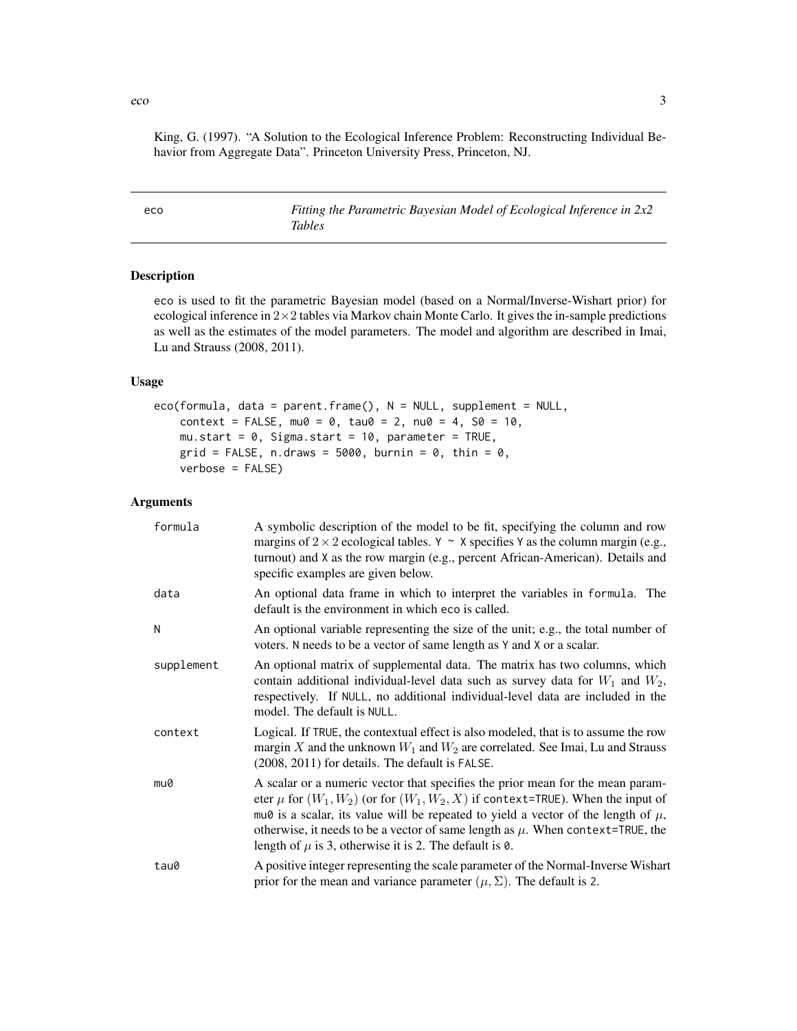King, G. (1997). "A Solution to the Ecological Inference Problem: Reconstructing Individual Behavior from Aggregate Data". Princeton University Press, Princeton, NJ.

---

## eco — *Fitting the Parametric Bayesian Model of Ecological Inference in 2x2 Tables*

### Description

eco is used to fit the parametric Bayesian model (based on a Normal/Inverse-Wishart prior) for ecological inference in $2 \times 2$ tables via Markov chain Monte Carlo. It gives the in-sample predictions as well as the estimates of the model parameters. The model and algorithm are described in Imai, Lu and Strauss (2008, 2011).

### Usage

```
eco(formula, data = parent.frame(), N = NULL, supplement = NULL,
    context = FALSE, mu0 = 0, tau0 = 2, nu0 = 4, S0 = 10,
    mu.start = 0, Sigma.start = 10, parameter = TRUE,
    grid = FALSE, n.draws = 5000, burnin = 0, thin = 0,
    verbose = FALSE)
```

### Arguments

| Argument | Description |
|---|---|
| formula | A symbolic description of the model to be fit, specifying the column and row margins of $2 \times 2$ ecological tables. `Y ~ X` specifies `Y` as the column margin (e.g., turnout) and `X` as the row margin (e.g., percent African-American). Details and specific examples are given below. |
| data | An optional data frame in which to interpret the variables in `formula`. The default is the environment in which eco is called. |
| N | An optional variable representing the size of the unit; e.g., the total number of voters. `N` needs to be a vector of same length as `Y` and `X` or a scalar. |
| supplement | An optional matrix of supplemental data. The matrix has two columns, which contain additional individual-level data such as survey data for $W_1$ and $W_2$, respectively. If `NULL`, no additional individual-level data are included in the model. The default is `NULL`. |
| context | Logical. If `TRUE`, the contextual effect is also modeled, that is to assume the row margin $X$ and the unknown $W_1$ and $W_2$ are correlated. See Imai, Lu and Strauss (2008, 2011) for details. The default is `FALSE`. |
| mu0 | A scalar or a numeric vector that specifies the prior mean for the mean parameter $\mu$ for $(W_1, W_2)$ (or for $(W_1, W_2, X)$ if `context=TRUE`). When the input of `mu0` is a scalar, its value will be repeated to yield a vector of the length of $\mu$, otherwise, it needs to be a vector of same length as $\mu$. When `context=TRUE`, the length of $\mu$ is 3, otherwise it is 2. The default is `0`. |
| tau0 | A positive integer representing the scale parameter of the Normal-Inverse Wishart prior for the mean and variance parameter $(\mu, \Sigma)$. The default is `2`. |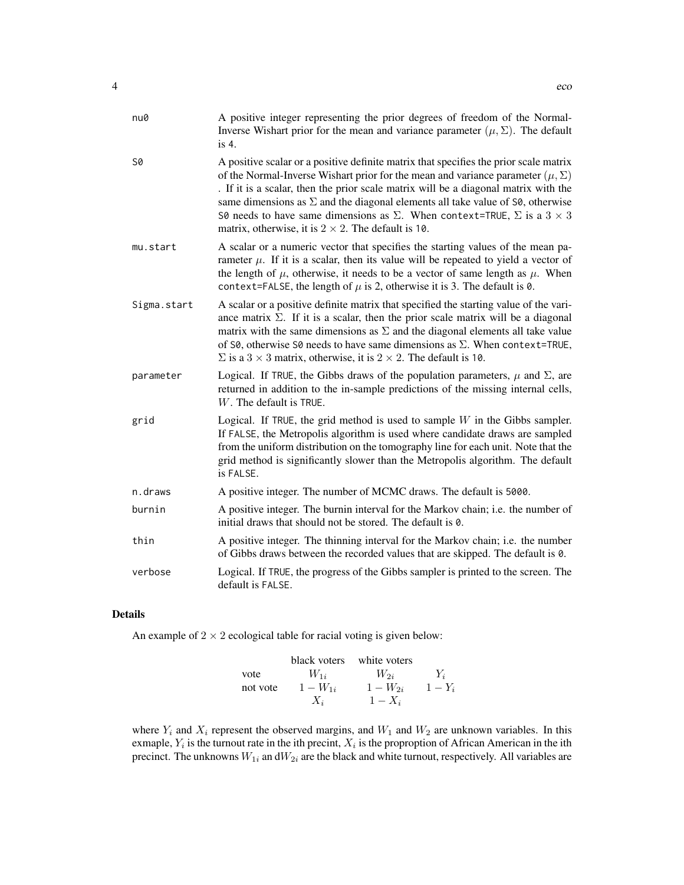| | |
|---|---|
| `nu0` | A positive integer representing the prior degrees of freedom of the Normal-Inverse Wishart prior for the mean and variance parameter $(\mu, \Sigma)$. The default is `4`. |
| `S0` | A positive scalar or a positive definite matrix that specifies the prior scale matrix of the Normal-Inverse Wishart prior for the mean and variance parameter $(\mu, \Sigma)$ . If it is a scalar, then the prior scale matrix will be a diagonal matrix with the same dimensions as $\Sigma$ and the diagonal elements all take value of `S0`, otherwise `S0` needs to have same dimensions as $\Sigma$. When `context=TRUE`, $\Sigma$ is a $3 \times 3$ matrix, otherwise, it is $2 \times 2$. The default is `10`. |
| `mu.start` | A scalar or a numeric vector that specifies the starting values of the mean parameter $\mu$. If it is a scalar, then its value will be repeated to yield a vector of the length of $\mu$, otherwise, it needs to be a vector of same length as $\mu$. When `context=FALSE`, the length of $\mu$ is 2, otherwise it is 3. The default is `0`. |
| `Sigma.start` | A scalar or a positive definite matrix that specified the starting value of the variance matrix $\Sigma$. If it is a scalar, then the prior scale matrix will be a diagonal matrix with the same dimensions as $\Sigma$ and the diagonal elements all take value of `S0`, otherwise `S0` needs to have same dimensions as $\Sigma$. When `context=TRUE`, $\Sigma$ is a $3 \times 3$ matrix, otherwise, it is $2 \times 2$. The default is `10`. |
| `parameter` | Logical. If `TRUE`, the Gibbs draws of the population parameters, $\mu$ and $\Sigma$, are returned in addition to the in-sample predictions of the missing internal cells, $W$. The default is `TRUE`. |
| `grid` | Logical. If `TRUE`, the grid method is used to sample $W$ in the Gibbs sampler. If `FALSE`, the Metropolis algorithm is used where candidate draws are sampled from the uniform distribution on the tomography line for each unit. Note that the grid method is significantly slower than the Metropolis algorithm. The default is `FALSE`. |
| `n.draws` | A positive integer. The number of MCMC draws. The default is `5000`. |
| `burnin` | A positive integer. The burnin interval for the Markov chain; i.e. the number of initial draws that should not be stored. The default is `0`. |
| `thin` | A positive integer. The thinning interval for the Markov chain; i.e. the number of Gibbs draws between the recorded values that are skipped. The default is `0`. |
| `verbose` | Logical. If `TRUE`, the progress of the Gibbs sampler is printed to the screen. The default is `FALSE`. |

## Details

An example of $2 \times 2$ ecological table for racial voting is given below:

| | black voters | white voters | |
|---|---|---|---|
| vote | $W_{1i}$ | $W_{2i}$ | $Y_i$ |
| not vote | $1 - W_{1i}$ | $1 - W_{2i}$ | $1 - Y_i$ |
| | $X_i$ | $1 - X_i$ | |

where $Y_i$ and $X_i$ represent the observed margins, and $W_1$ and $W_2$ are unknown variables. In this exmaple, $Y_i$ is the turnout rate in the ith precint, $X_i$ is the proprotion of African American in the ith precinct. The unknowns $W_{1i}$ an d$W_{2i}$ are the black and white turnout, respectively. All variables are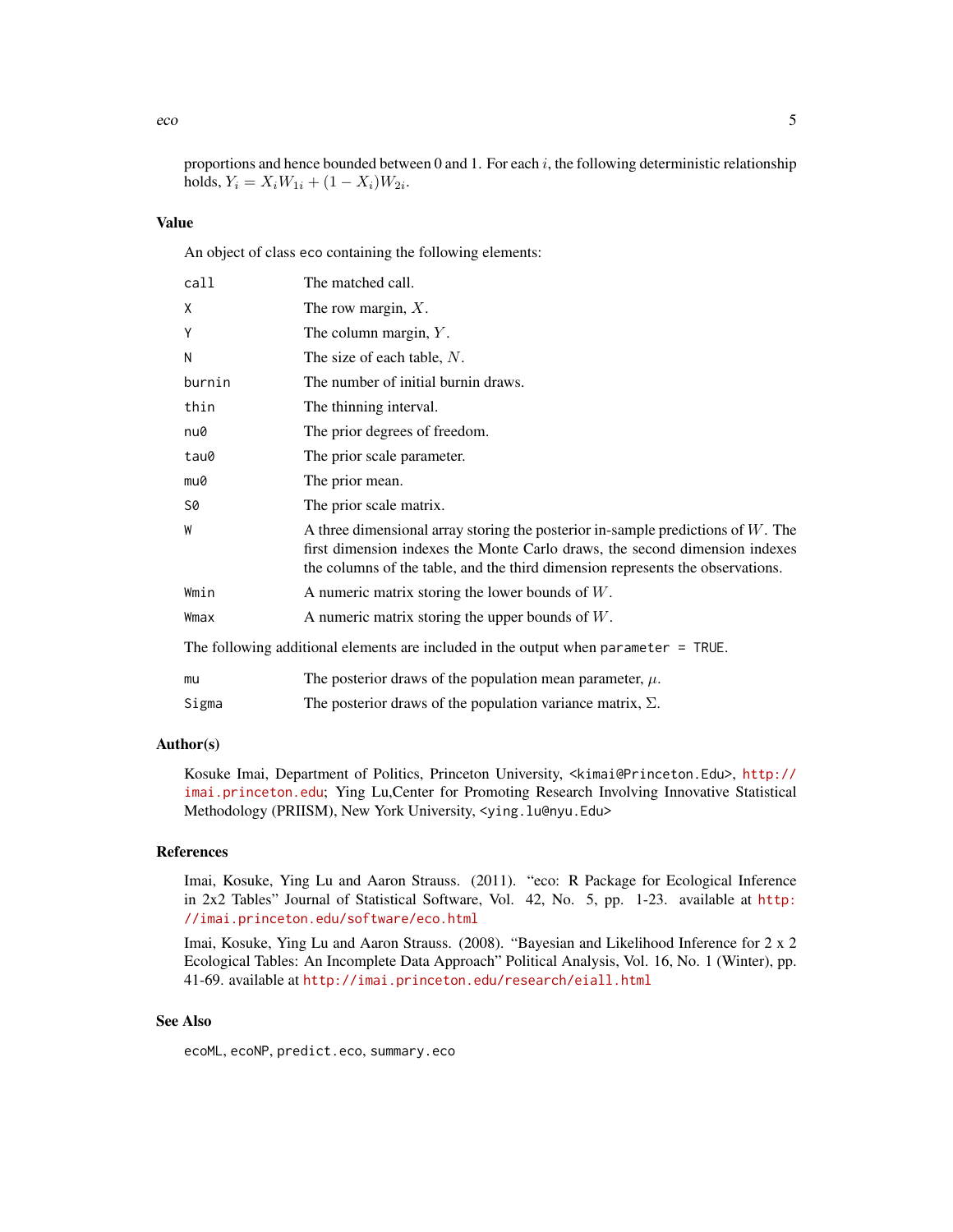proportions and hence bounded between 0 and 1. For each $i$, the following deterministic relationship holds, $Y_i = X_i W_{1i} + (1 - X_i) W_{2i}$.

## Value

An object of class `eco` containing the following elements:

| | |
|---|---|
| `call` | The matched call. |
| `X` | The row margin, $X$. |
| `Y` | The column margin, $Y$. |
| `N` | The size of each table, $N$. |
| `burnin` | The number of initial burnin draws. |
| `thin` | The thinning interval. |
| `nu0` | The prior degrees of freedom. |
| `tau0` | The prior scale parameter. |
| `mu0` | The prior mean. |
| `S0` | The prior scale matrix. |
| `W` | A three dimensional array storing the posterior in-sample predictions of $W$. The first dimension indexes the Monte Carlo draws, the second dimension indexes the columns of the table, and the third dimension represents the observations. |
| `Wmin` | A numeric matrix storing the lower bounds of $W$. |
| `Wmax` | A numeric matrix storing the upper bounds of $W$. |

The following additional elements are included in the output when `parameter = TRUE`.

| | |
|---|---|
| `mu` | The posterior draws of the population mean parameter, $\mu$. |
| `Sigma` | The posterior draws of the population variance matrix, $\Sigma$. |

## Author(s)

Kosuke Imai, Department of Politics, Princeton University, <kimai@Princeton.Edu>, http://imai.princeton.edu; Ying Lu,Center for Promoting Research Involving Innovative Statistical Methodology (PRIISM), New York University, <ying.lu@nyu.Edu>

## References

Imai, Kosuke, Ying Lu and Aaron Strauss. (2011). "eco: R Package for Ecological Inference in 2x2 Tables" Journal of Statistical Software, Vol. 42, No. 5, pp. 1-23. available at http://imai.princeton.edu/software/eco.html

Imai, Kosuke, Ying Lu and Aaron Strauss. (2008). "Bayesian and Likelihood Inference for 2 x 2 Ecological Tables: An Incomplete Data Approach" Political Analysis, Vol. 16, No. 1 (Winter), pp. 41-69. available at http://imai.princeton.edu/research/eiall.html

## See Also

`ecoML`, `ecoNP`, `predict.eco`, `summary.eco`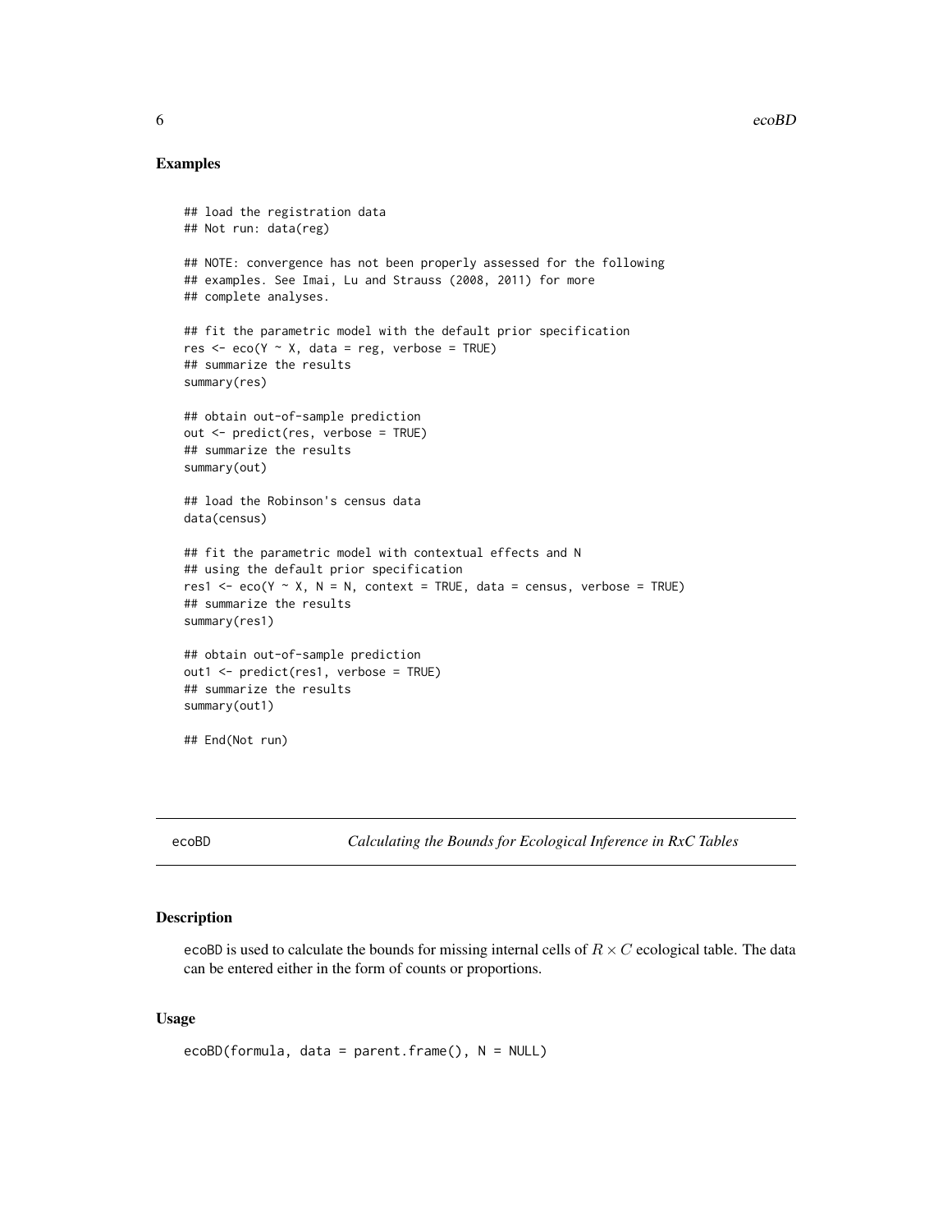## Examples

```
## load the registration data
## Not run: data(reg)

## NOTE: convergence has not been properly assessed for the following
## examples. See Imai, Lu and Strauss (2008, 2011) for more
## complete analyses.

## fit the parametric model with the default prior specification
res <- eco(Y ~ X, data = reg, verbose = TRUE)
## summarize the results
summary(res)

## obtain out-of-sample prediction
out <- predict(res, verbose = TRUE)
## summarize the results
summary(out)

## load the Robinson's census data
data(census)

## fit the parametric model with contextual effects and N
## using the default prior specification
res1 <- eco(Y ~ X, N = N, context = TRUE, data = census, verbose = TRUE)
## summarize the results
summary(res1)

## obtain out-of-sample prediction
out1 <- predict(res1, verbose = TRUE)
## summarize the results
summary(out1)

## End(Not run)
```

---

ecoBD *Calculating the Bounds for Ecological Inference in RxC Tables*

---

## Description

ecoBD is used to calculate the bounds for missing internal cells of $R \times C$ ecological table. The data can be entered either in the form of counts or proportions.

## Usage

```
ecoBD(formula, data = parent.frame(), N = NULL)
```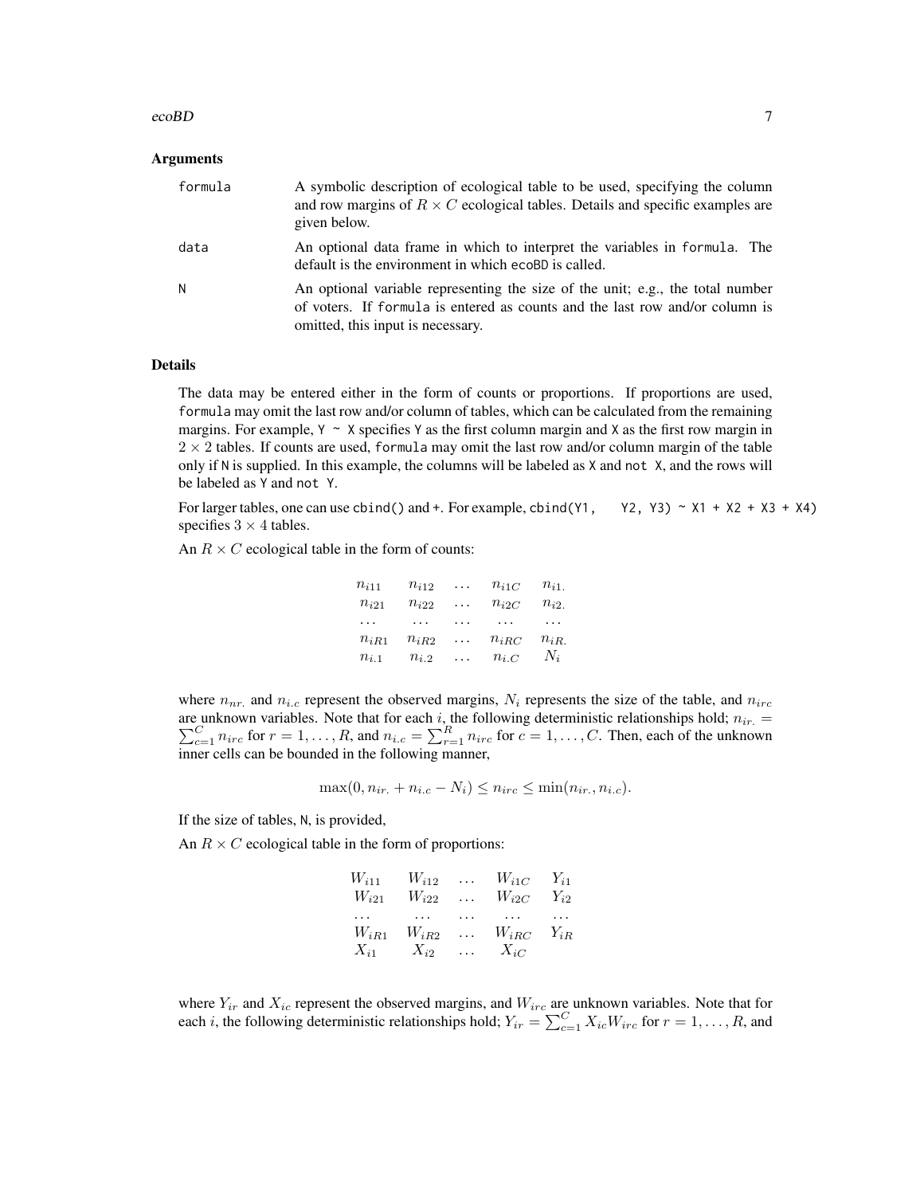### Arguments

| | |
|---|---|
| `formula` | A symbolic description of ecological table to be used, specifying the column and row margins of $R \times C$ ecological tables. Details and specific examples are given below. |
| `data` | An optional data frame in which to interpret the variables in `formula`. The default is the environment in which `ecoBD` is called. |
| `N` | An optional variable representing the size of the unit; e.g., the total number of voters. If `formula` is entered as counts and the last row and/or column is omitted, this input is necessary. |

### Details

The data may be entered either in the form of counts or proportions. If proportions are used, `formula` may omit the last row and/or column of tables, which can be calculated from the remaining margins. For example, `Y ~ X` specifies `Y` as the first column margin and `X` as the first row margin in $2 \times 2$ tables. If counts are used, `formula` may omit the last row and/or column margin of the table only if `N` is supplied. In this example, the columns will be labeled as `X` and `not X`, and the rows will be labeled as `Y` and `not Y`.

For larger tables, one can use `cbind()` and `+`. For example, `cbind(Y1, Y2, Y3) ~ X1 + X2 + X3 + X4)` specifies $3 \times 4$ tables.

An $R \times C$ ecological table in the form of counts:

$$
\begin{array}{ccccc}
n_{i11} & n_{i12} & \dots & n_{i1C} & n_{i1.} \\
n_{i21} & n_{i22} & \dots & n_{i2C} & n_{i2.} \\
\dots & \dots & \dots & \dots & \dots \\
n_{iR1} & n_{iR2} & \dots & n_{iRC} & n_{iR.} \\
n_{i.1} & n_{i.2} & \dots & n_{i.C} & N_i
\end{array}
$$

where $n_{nr.}$ and $n_{i.c}$ represent the observed margins, $N_i$ represents the size of the table, and $n_{irc}$ are unknown variables. Note that for each $i$, the following deterministic relationships hold; $n_{ir.} = \sum_{c=1}^{C} n_{irc}$ for $r = 1, \dots, R$, and $n_{i.c} = \sum_{r=1}^{R} n_{irc}$ for $c = 1, \dots, C$. Then, each of the unknown inner cells can be bounded in the following manner,

$$
\max(0, n_{ir.} + n_{i.c} - N_i) \leq n_{irc} \leq \min(n_{ir.}, n_{i.c}).
$$

If the size of tables, `N`, is provided,

An $R \times C$ ecological table in the form of proportions:

$$
\begin{array}{ccccc}
W_{i11} & W_{i12} & \dots & W_{i1C} & Y_{i1} \\
W_{i21} & W_{i22} & \dots & W_{i2C} & Y_{i2} \\
\dots & \dots & \dots & \dots & \dots \\
W_{iR1} & W_{iR2} & \dots & W_{iRC} & Y_{iR} \\
X_{i1} & X_{i2} & \dots & X_{iC} &
\end{array}
$$

where $Y_{ir}$ and $X_{ic}$ represent the observed margins, and $W_{irc}$ are unknown variables. Note that for each $i$, the following deterministic relationships hold; $Y_{ir} = \sum_{c=1}^{C} X_{ic} W_{irc}$ for $r = 1, \dots, R$, and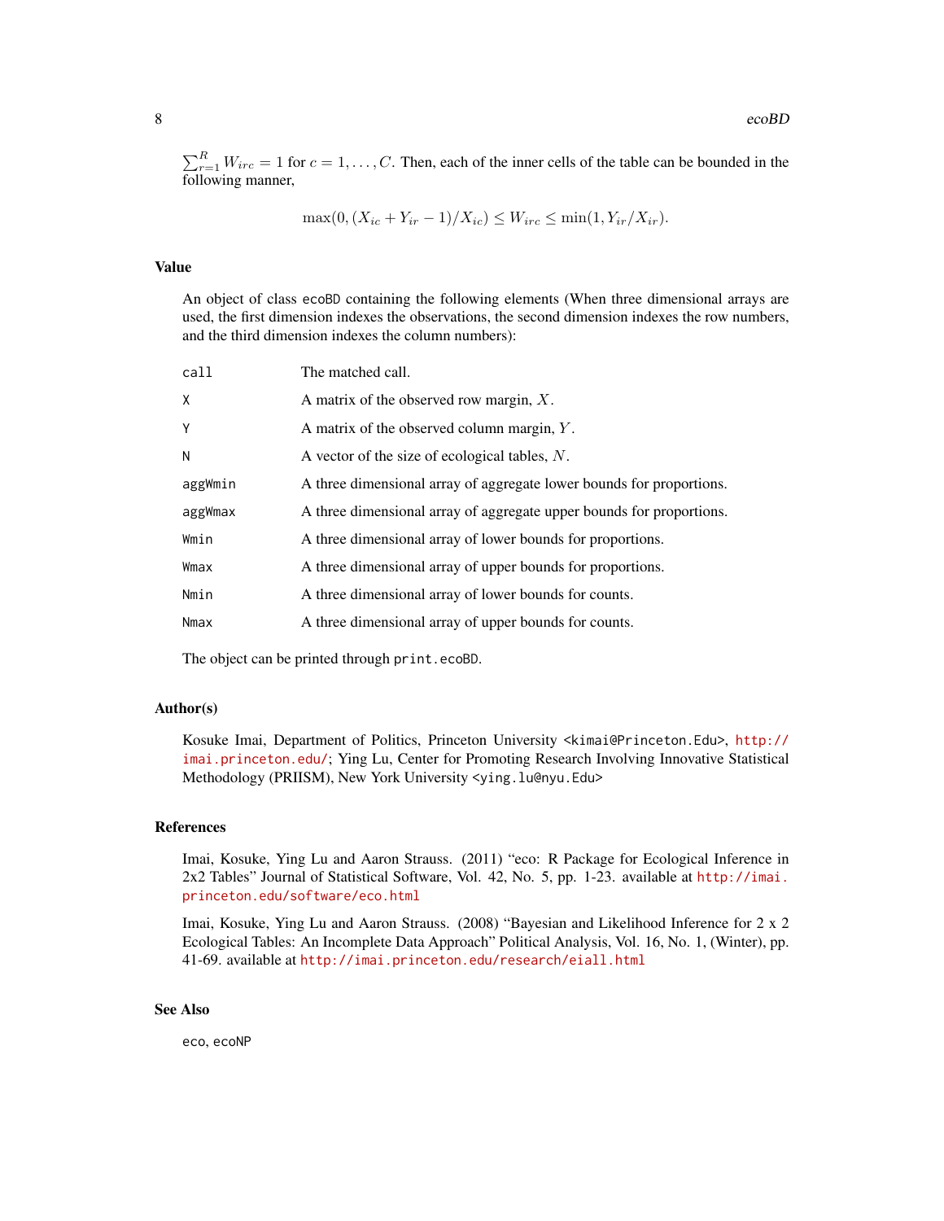$\sum_{r=1}^{R} W_{irc} = 1$ for $c = 1, \ldots, C$. Then, each of the inner cells of the table can be bounded in the following manner,

$$\max(0, (X_{ic} + Y_{ir} - 1)/X_{ic}) \leq W_{irc} \leq \min(1, Y_{ir}/X_{ir}).$$

## Value

An object of class `ecoBD` containing the following elements (When three dimensional arrays are used, the first dimension indexes the observations, the second dimension indexes the row numbers, and the third dimension indexes the column numbers):

| | |
|---|---|
| `call` | The matched call. |
| `X` | A matrix of the observed row margin, $X$. |
| `Y` | A matrix of the observed column margin, $Y$. |
| `N` | A vector of the size of ecological tables, $N$. |
| `aggWmin` | A three dimensional array of aggregate lower bounds for proportions. |
| `aggWmax` | A three dimensional array of aggregate upper bounds for proportions. |
| `Wmin` | A three dimensional array of lower bounds for proportions. |
| `Wmax` | A three dimensional array of upper bounds for proportions. |
| `Nmin` | A three dimensional array of lower bounds for counts. |
| `Nmax` | A three dimensional array of upper bounds for counts. |

The object can be printed through `print.ecoBD`.

## Author(s)

Kosuke Imai, Department of Politics, Princeton University <kimai@Princeton.Edu>, http://imai.princeton.edu/; Ying Lu, Center for Promoting Research Involving Innovative Statistical Methodology (PRIISM), New York University <ying.lu@nyu.Edu>

## References

Imai, Kosuke, Ying Lu and Aaron Strauss. (2011) "eco: R Package for Ecological Inference in 2x2 Tables" Journal of Statistical Software, Vol. 42, No. 5, pp. 1-23. available at http://imai.princeton.edu/software/eco.html

Imai, Kosuke, Ying Lu and Aaron Strauss. (2008) "Bayesian and Likelihood Inference for 2 x 2 Ecological Tables: An Incomplete Data Approach" Political Analysis, Vol. 16, No. 1, (Winter), pp. 41-69. available at http://imai.princeton.edu/research/eiall.html

## See Also

`eco`, `ecoNP`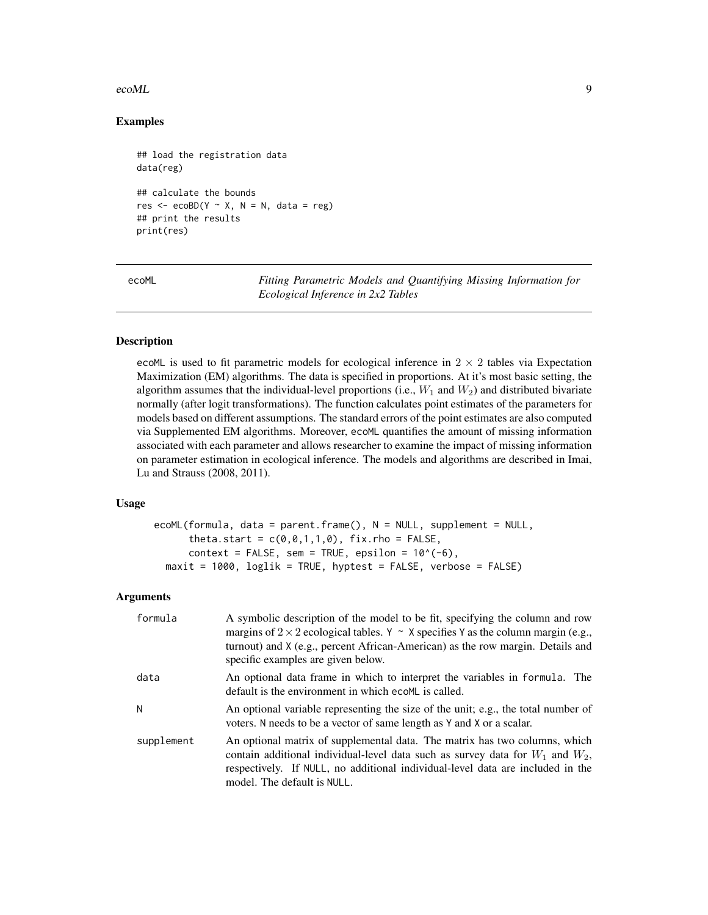## Examples

```
## load the registration data
data(reg)

## calculate the bounds
res <- ecoBD(Y ~ X, N = N, data = reg)
## print the results
print(res)
```

---

## ecoML — *Fitting Parametric Models and Quantifying Missing Information for Ecological Inference in 2x2 Tables*

---

### Description

ecoML is used to fit parametric models for ecological inference in $2 \times 2$ tables via Expectation Maximization (EM) algorithms. The data is specified in proportions. At it's most basic setting, the algorithm assumes that the individual-level proportions (i.e., $W_1$ and $W_2$) and distributed bivariate normally (after logit transformations). The function calculates point estimates of the parameters for models based on different assumptions. The standard errors of the point estimates are also computed via Supplemented EM algorithms. Moreover, ecoML quantifies the amount of missing information associated with each parameter and allows researcher to examine the impact of missing information on parameter estimation in ecological inference. The models and algorithms are described in Imai, Lu and Strauss (2008, 2011).

### Usage

```
ecoML(formula, data = parent.frame(), N = NULL, supplement = NULL,
      theta.start = c(0,0,1,1,0), fix.rho = FALSE,
      context = FALSE, sem = TRUE, epsilon = 10^(-6),
  maxit = 1000, loglik = TRUE, hyptest = FALSE, verbose = FALSE)
```

### Arguments

| | |
|---|---|
| formula | A symbolic description of the model to be fit, specifying the column and row margins of $2 \times 2$ ecological tables. Y ~ X specifies Y as the column margin (e.g., turnout) and X (e.g., percent African-American) as the row margin. Details and specific examples are given below. |
| data | An optional data frame in which to interpret the variables in formula. The default is the environment in which ecoML is called. |
| N | An optional variable representing the size of the unit; e.g., the total number of voters. N needs to be a vector of same length as Y and X or a scalar. |
| supplement | An optional matrix of supplemental data. The matrix has two columns, which contain additional individual-level data such as survey data for $W_1$ and $W_2$, respectively. If NULL, no additional individual-level data are included in the model. The default is NULL. |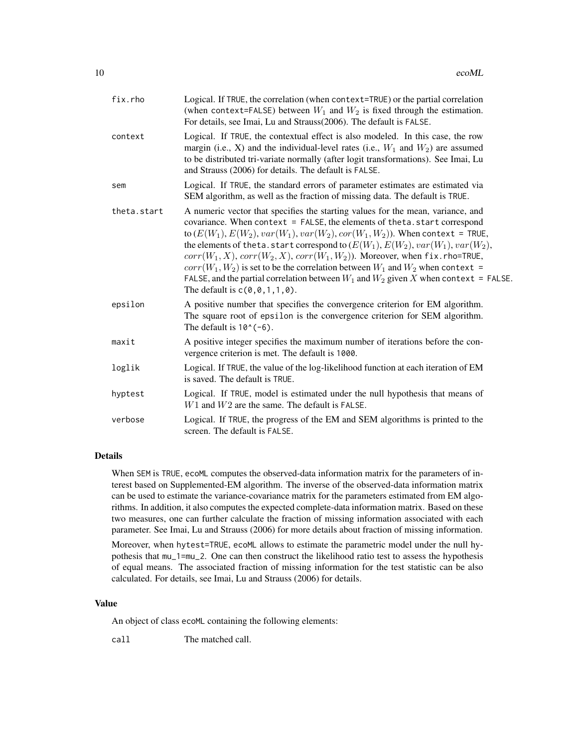| | |
|---|---|
| `fix.rho` | Logical. If `TRUE`, the correlation (when `context=TRUE`) or the partial correlation (when `context=FALSE`) between $W_1$ and $W_2$ is fixed through the estimation. For details, see Imai, Lu and Strauss(2006). The default is `FALSE`. |
| `context` | Logical. If `TRUE`, the contextual effect is also modeled. In this case, the row margin (i.e., X) and the individual-level rates (i.e., $W_1$ and $W_2$) are assumed to be distributed tri-variate normally (after logit transformations). See Imai, Lu and Strauss (2006) for details. The default is `FALSE`. |
| `sem` | Logical. If `TRUE`, the standard errors of parameter estimates are estimated via SEM algorithm, as well as the fraction of missing data. The default is `TRUE`. |
| `theta.start` | A numeric vector that specifies the starting values for the mean, variance, and covariance. When `context = FALSE`, the elements of `theta.start` correspond to $(E(W_1), E(W_2), var(W_1), var(W_2), cor(W_1, W_2))$. When `context = TRUE`, the elements of `theta.start` correspond to $(E(W_1), E(W_2), var(W_1), var(W_2), corr(W_1, X), corr(W_2, X), corr(W_1, W_2))$. Moreover, when `fix.rho=TRUE`, $corr(W_1, W_2)$ is set to be the correlation between $W_1$ and $W_2$ when `context = FALSE`, and the partial correlation between $W_1$ and $W_2$ given $X$ when `context = FALSE`. The default is `c(0,0,1,1,0)`. |
| `epsilon` | A positive number that specifies the convergence criterion for EM algorithm. The square root of `epsilon` is the convergence criterion for SEM algorithm. The default is `10^(-6)`. |
| `maxit` | A positive integer specifies the maximum number of iterations before the convergence criterion is met. The default is `1000`. |
| `loglik` | Logical. If `TRUE`, the value of the log-likelihood function at each iteration of EM is saved. The default is `TRUE`. |
| `hyptest` | Logical. If `TRUE`, model is estimated under the null hypothesis that means of $W1$ and $W2$ are the same. The default is `FALSE`. |
| `verbose` | Logical. If `TRUE`, the progress of the EM and SEM algorithms is printed to the screen. The default is `FALSE`. |

## Details

When `SEM` is `TRUE`, `ecoML` computes the observed-data information matrix for the parameters of interest based on Supplemented-EM algorithm. The inverse of the observed-data information matrix can be used to estimate the variance-covariance matrix for the parameters estimated from EM algorithms. In addition, it also computes the expected complete-data information matrix. Based on these two measures, one can further calculate the fraction of missing information associated with each parameter. See Imai, Lu and Strauss (2006) for more details about fraction of missing information.

Moreover, when `hytest=TRUE`, `ecoML` allows to estimate the parametric model under the null hypothesis that `mu_1=mu_2`. One can then construct the likelihood ratio test to assess the hypothesis of equal means. The associated fraction of missing information for the test statistic can be also calculated. For details, see Imai, Lu and Strauss (2006) for details.

## Value

An object of class `ecoML` containing the following elements:

| | |
|---|---|
| `call` | The matched call. |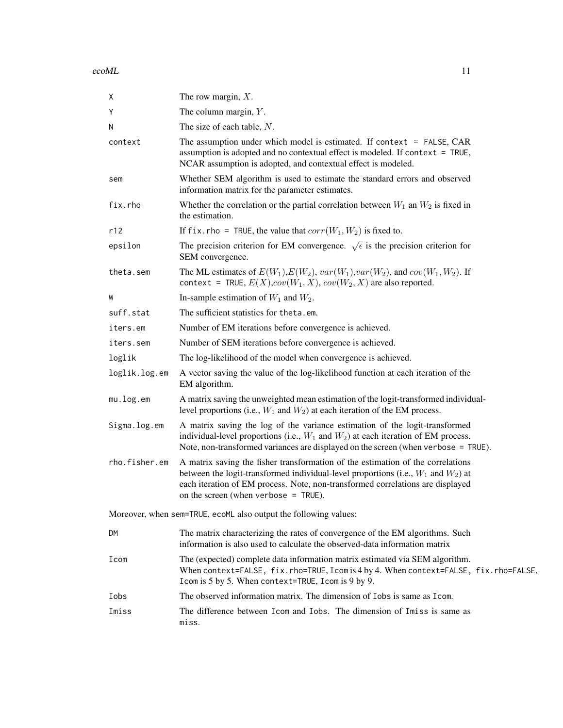| | |
|---|---|
| X | The row margin, $X$. |
| Y | The column margin, $Y$. |
| N | The size of each table, $N$. |
| context | The assumption under which model is estimated. If `context = FALSE`, CAR assumption is adopted and no contextual effect is modeled. If `context = TRUE`, NCAR assumption is adopted, and contextual effect is modeled. |
| sem | Whether SEM algorithm is used to estimate the standard errors and observed information matrix for the parameter estimates. |
| fix.rho | Whether the correlation or the partial correlation between $W_1$ an $W_2$ is fixed in the estimation. |
| r12 | If `fix.rho = TRUE`, the value that $corr(W_1, W_2)$ is fixed to. |
| epsilon | The precision criterion for EM convergence. $\sqrt{\epsilon}$ is the precision criterion for SEM convergence. |
| theta.sem | The ML estimates of $E(W_1)$,$E(W_2)$, $var(W_1)$,$var(W_2)$, and $cov(W_1, W_2)$. If `context = TRUE`, $E(X)$,$cov(W_1, X)$, $cov(W_2, X)$ are also reported. |
| W | In-sample estimation of $W_1$ and $W_2$. |
| suff.stat | The sufficient statistics for `theta.em`. |
| iters.em | Number of EM iterations before convergence is achieved. |
| iters.sem | Number of SEM iterations before convergence is achieved. |
| loglik | The log-likelihood of the model when convergence is achieved. |
| loglik.log.em | A vector saving the value of the log-likelihood function at each iteration of the EM algorithm. |
| mu.log.em | A matrix saving the unweighted mean estimation of the logit-transformed individual-level proportions (i.e., $W_1$ and $W_2$) at each iteration of the EM process. |
| Sigma.log.em | A matrix saving the log of the variance estimation of the logit-transformed individual-level proportions (i.e., $W_1$ and $W_2$) at each iteration of EM process. Note, non-transformed variances are displayed on the screen (when `verbose = TRUE`). |
| rho.fisher.em | A matrix saving the fisher transformation of the estimation of the correlations between the logit-transformed individual-level proportions (i.e., $W_1$ and $W_2$) at each iteration of EM process. Note, non-transformed correlations are displayed on the screen (when `verbose = TRUE`). |

Moreover, when `sem=TRUE`, `ecoML` also output the following values:

| | |
|---|---|
| DM | The matrix characterizing the rates of convergence of the EM algorithms. Such information is also used to calculate the observed-data information matrix |
| Icom | The (expected) complete data information matrix estimated via SEM algorithm. When `context=FALSE, fix.rho=TRUE`, `Icom` is 4 by 4. When `context=FALSE, fix.rho=FALSE`, `Icom` is 5 by 5. When `context=TRUE`, `Icom` is 9 by 9. |
| Iobs | The observed information matrix. The dimension of `Iobs` is same as `Icom`. |
| Imiss | The difference between `Icom` and `Iobs`. The dimension of `Imiss` is same as `miss`. |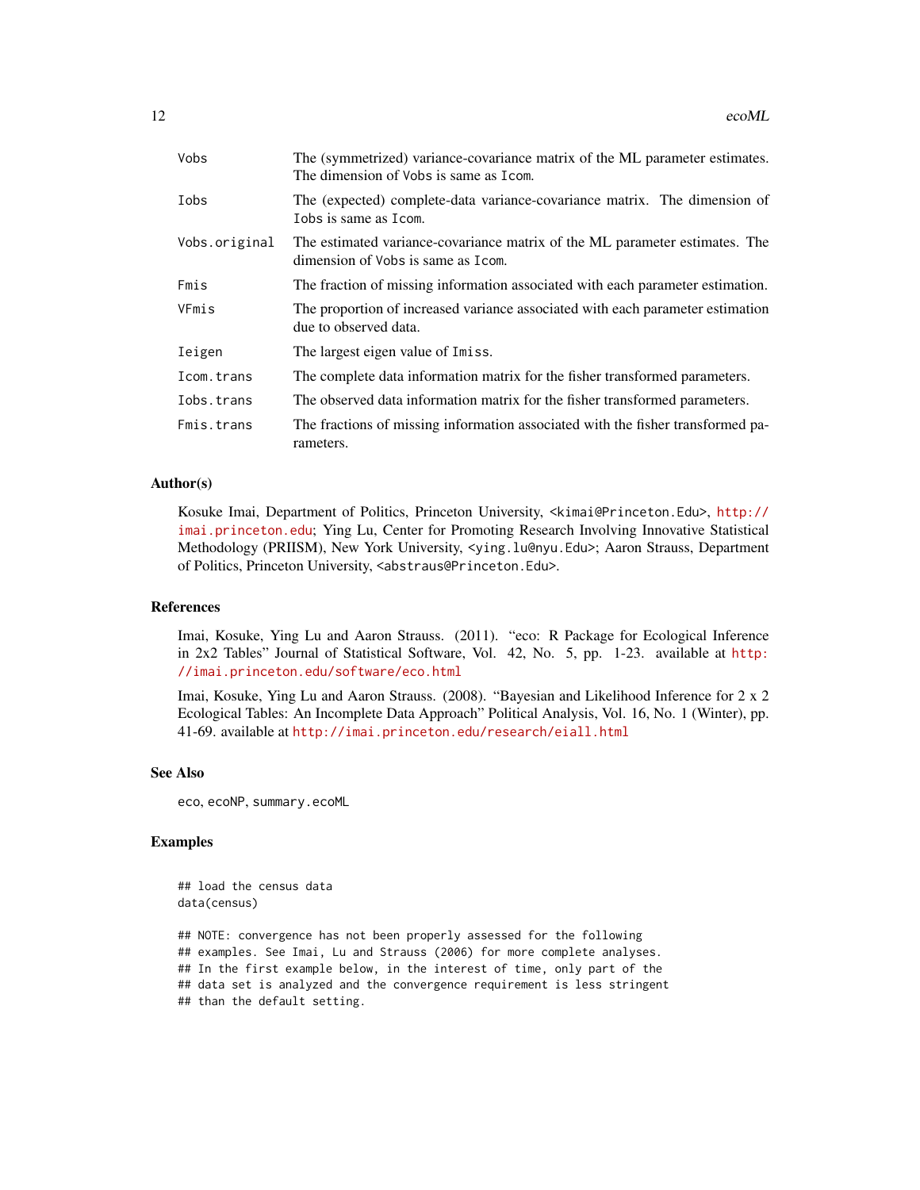| | |
|---|---|
| `Vobs` | The (symmetrized) variance-covariance matrix of the ML parameter estimates. The dimension of `Vobs` is same as `Icom`. |
| `Iobs` | The (expected) complete-data variance-covariance matrix. The dimension of `Iobs` is same as `Icom`. |
| `Vobs.original` | The estimated variance-covariance matrix of the ML parameter estimates. The dimension of `Vobs` is same as `Icom`. |
| `Fmis` | The fraction of missing information associated with each parameter estimation. |
| `VFmis` | The proportion of increased variance associated with each parameter estimation due to observed data. |
| `Ieigen` | The largest eigen value of `Imiss`. |
| `Icom.trans` | The complete data information matrix for the fisher transformed parameters. |
| `Iobs.trans` | The observed data information matrix for the fisher transformed parameters. |
| `Fmis.trans` | The fractions of missing information associated with the fisher transformed parameters. |

### Author(s)

Kosuke Imai, Department of Politics, Princeton University, <kimai@Princeton.Edu>, http://imai.princeton.edu; Ying Lu, Center for Promoting Research Involving Innovative Statistical Methodology (PRIISM), New York University, <ying.lu@nyu.Edu>; Aaron Strauss, Department of Politics, Princeton University, <abstraus@Princeton.Edu>.

### References

Imai, Kosuke, Ying Lu and Aaron Strauss. (2011). "eco: R Package for Ecological Inference in 2x2 Tables" Journal of Statistical Software, Vol. 42, No. 5, pp. 1-23. available at http://imai.princeton.edu/software/eco.html

Imai, Kosuke, Ying Lu and Aaron Strauss. (2008). "Bayesian and Likelihood Inference for 2 x 2 Ecological Tables: An Incomplete Data Approach" Political Analysis, Vol. 16, No. 1 (Winter), pp. 41-69. available at http://imai.princeton.edu/research/eiall.html

### See Also

`eco`, `ecoNP`, `summary.ecoML`

### Examples

```
## load the census data
data(census)

## NOTE: convergence has not been properly assessed for the following
## examples. See Imai, Lu and Strauss (2006) for more complete analyses.
## In the first example below, in the interest of time, only part of the
## data set is analyzed and the convergence requirement is less stringent
## than the default setting.
```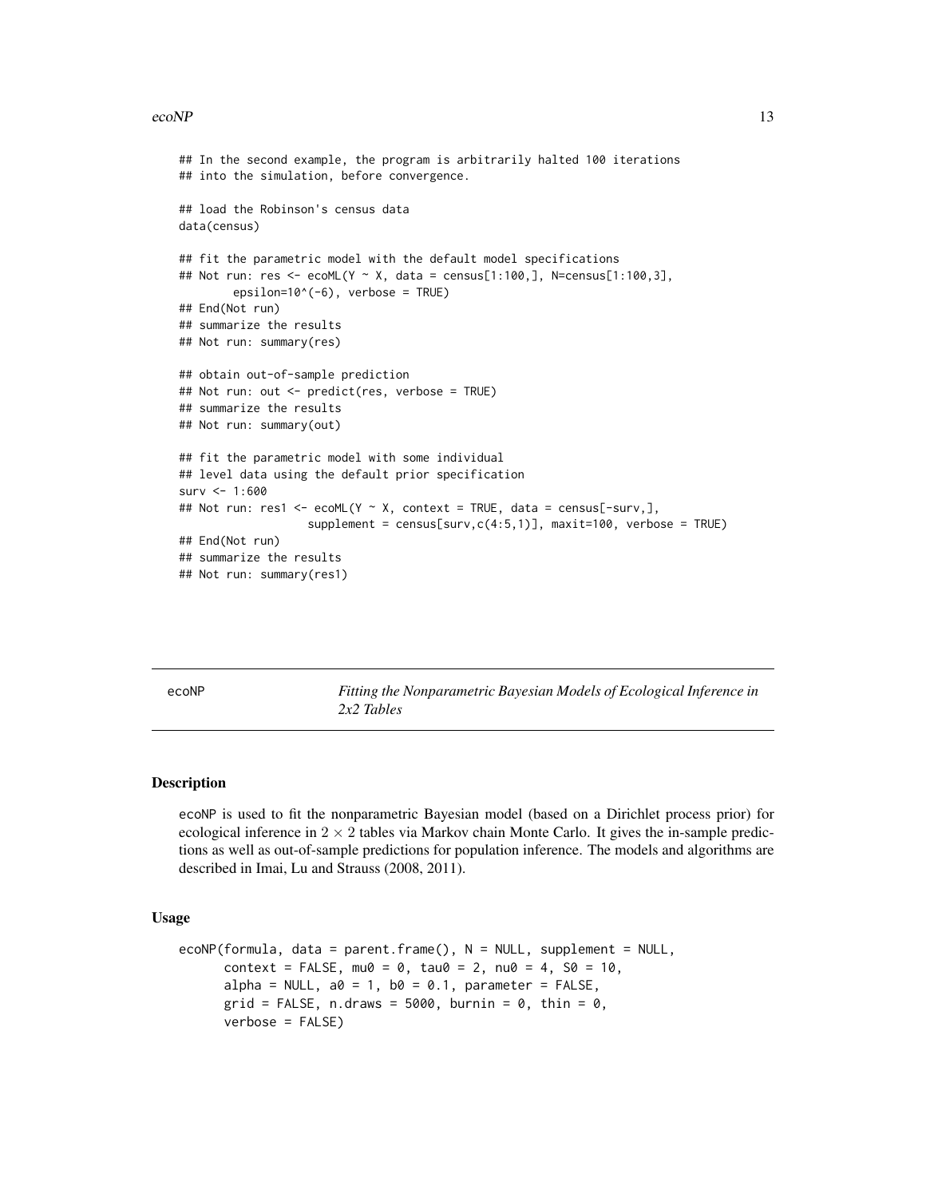```
## In the second example, the program is arbitrarily halted 100 iterations
## into the simulation, before convergence.

## load the Robinson's census data
data(census)

## fit the parametric model with the default model specifications
## Not run: res <- ecoML(Y ~ X, data = census[1:100,], N=census[1:100,3],
        epsilon=10^(-6), verbose = TRUE)
## End(Not run)
## summarize the results
## Not run: summary(res)

## obtain out-of-sample prediction
## Not run: out <- predict(res, verbose = TRUE)
## summarize the results
## Not run: summary(out)

## fit the parametric model with some individual
## level data using the default prior specification
surv <- 1:600
## Not run: res1 <- ecoML(Y ~ X, context = TRUE, data = census[-surv,],
                   supplement = census[surv,c(4:5,1)], maxit=100, verbose = TRUE)
## End(Not run)
## summarize the results
## Not run: summary(res1)
```

---

ecoNP — *Fitting the Nonparametric Bayesian Models of Ecological Inference in 2x2 Tables*

---

### Description

ecoNP is used to fit the nonparametric Bayesian model (based on a Dirichlet process prior) for ecological inference in $2 \times 2$ tables via Markov chain Monte Carlo. It gives the in-sample predictions as well as out-of-sample predictions for population inference. The models and algorithms are described in Imai, Lu and Strauss (2008, 2011).

### Usage

```
ecoNP(formula, data = parent.frame(), N = NULL, supplement = NULL,
      context = FALSE, mu0 = 0, tau0 = 2, nu0 = 4, S0 = 10,
      alpha = NULL, a0 = 1, b0 = 0.1, parameter = FALSE,
      grid = FALSE, n.draws = 5000, burnin = 0, thin = 0,
      verbose = FALSE)
```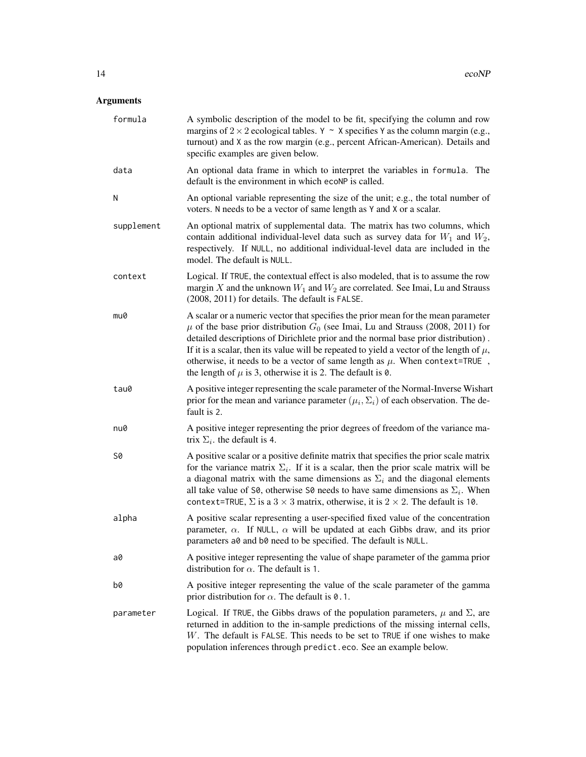## Arguments

**formula** A symbolic description of the model to be fit, specifying the column and row margins of $2 \times 2$ ecological tables. `Y ~ X` specifies `Y` as the column margin (e.g., turnout) and `X` as the row margin (e.g., percent African-American). Details and specific examples are given below.

**data** An optional data frame in which to interpret the variables in `formula`. The default is the environment in which `ecoNP` is called.

**N** An optional variable representing the size of the unit; e.g., the total number of voters. `N` needs to be a vector of same length as `Y` and `X` or a scalar.

**supplement** An optional matrix of supplemental data. The matrix has two columns, which contain additional individual-level data such as survey data for $W_1$ and $W_2$, respectively. If `NULL`, no additional individual-level data are included in the model. The default is `NULL`.

**context** Logical. If `TRUE`, the contextual effect is also modeled, that is to assume the row margin $X$ and the unknown $W_1$ and $W_2$ are correlated. See Imai, Lu and Strauss (2008, 2011) for details. The default is `FALSE`.

**mu0** A scalar or a numeric vector that specifies the prior mean for the mean parameter $\mu$ of the base prior distribution $G_0$ (see Imai, Lu and Strauss (2008, 2011) for detailed descriptions of Dirichlete prior and the normal base prior distribution) . If it is a scalar, then its value will be repeated to yield a vector of the length of $\mu$, otherwise, it needs to be a vector of same length as $\mu$. When `context=TRUE` , the length of $\mu$ is 3, otherwise it is 2. The default is `0`.

**tau0** A positive integer representing the scale parameter of the Normal-Inverse Wishart prior for the mean and variance parameter $(\mu_i, \Sigma_i)$ of each observation. The default is `2`.

**nu0** A positive integer representing the prior degrees of freedom of the variance matrix $\Sigma_i$. the default is `4`.

**S0** A positive scalar or a positive definite matrix that specifies the prior scale matrix for the variance matrix $\Sigma_i$. If it is a scalar, then the prior scale matrix will be a diagonal matrix with the same dimensions as $\Sigma_i$ and the diagonal elements all take value of `S0`, otherwise `S0` needs to have same dimensions as $\Sigma_i$. When `context=TRUE`, $\Sigma$ is a $3 \times 3$ matrix, otherwise, it is $2 \times 2$. The default is `10`.

**alpha** A positive scalar representing a user-specified fixed value of the concentration parameter, $\alpha$. If `NULL`, $\alpha$ will be updated at each Gibbs draw, and its prior parameters `a0` and `b0` need to be specified. The default is `NULL`.

**a0** A positive integer representing the value of shape parameter of the gamma prior distribution for $\alpha$. The default is `1`.

**b0** A positive integer representing the value of the scale parameter of the gamma prior distribution for $\alpha$. The default is `0.1`.

**parameter** Logical. If `TRUE`, the Gibbs draws of the population parameters, $\mu$ and $\Sigma$, are returned in addition to the in-sample predictions of the missing internal cells, $W$. The default is `FALSE`. This needs to be set to `TRUE` if one wishes to make population inferences through `predict.eco`. See an example below.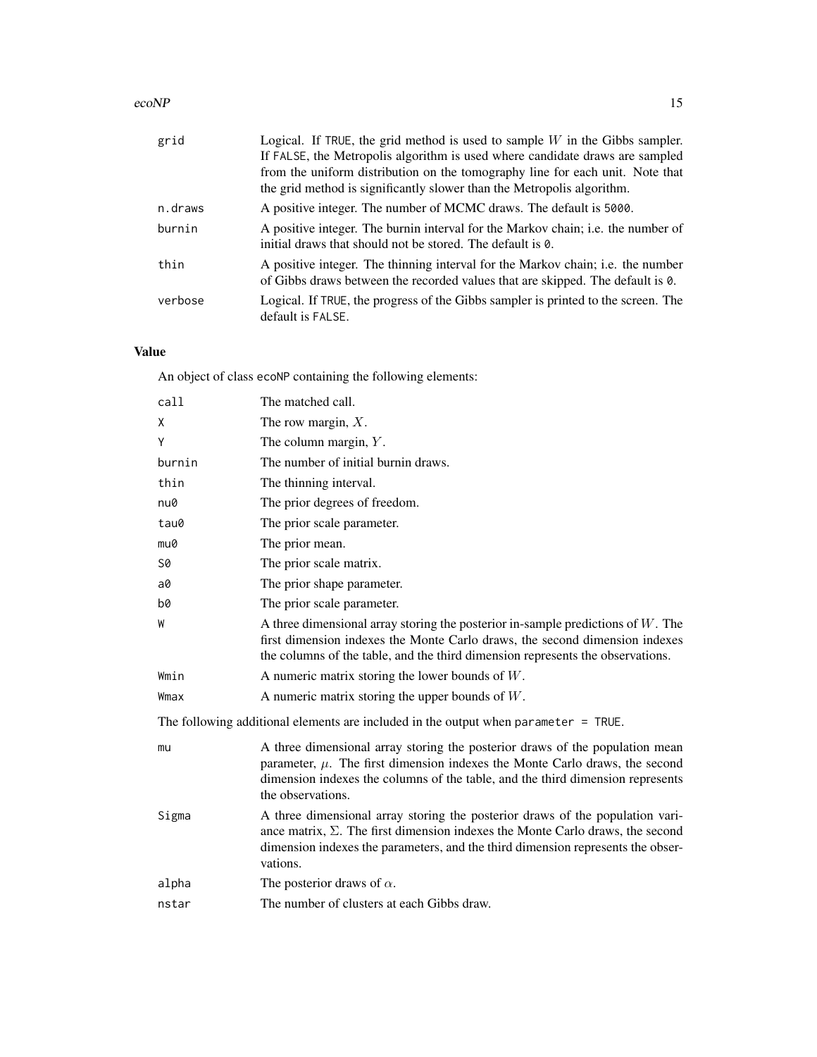| | |
|---|---|
| grid | Logical. If TRUE, the grid method is used to sample $W$ in the Gibbs sampler. If FALSE, the Metropolis algorithm is used where candidate draws are sampled from the uniform distribution on the tomography line for each unit. Note that the grid method is significantly slower than the Metropolis algorithm. |
| n.draws | A positive integer. The number of MCMC draws. The default is 5000. |
| burnin | A positive integer. The burnin interval for the Markov chain; i.e. the number of initial draws that should not be stored. The default is 0. |
| thin | A positive integer. The thinning interval for the Markov chain; i.e. the number of Gibbs draws between the recorded values that are skipped. The default is 0. |
| verbose | Logical. If TRUE, the progress of the Gibbs sampler is printed to the screen. The default is FALSE. |

## Value

An object of class ecoNP containing the following elements:

| | |
|---|---|
| call | The matched call. |
| X | The row margin, $X$. |
| Y | The column margin, $Y$. |
| burnin | The number of initial burnin draws. |
| thin | The thinning interval. |
| nu0 | The prior degrees of freedom. |
| tau0 | The prior scale parameter. |
| mu0 | The prior mean. |
| S0 | The prior scale matrix. |
| a0 | The prior shape parameter. |
| b0 | The prior scale parameter. |
| W | A three dimensional array storing the posterior in-sample predictions of $W$. The first dimension indexes the Monte Carlo draws, the second dimension indexes the columns of the table, and the third dimension represents the observations. |
| Wmin | A numeric matrix storing the lower bounds of $W$. |
| Wmax | A numeric matrix storing the upper bounds of $W$. |

The following additional elements are included in the output when parameter = TRUE.

| | |
|---|---|
| mu | A three dimensional array storing the posterior draws of the population mean parameter, $\mu$. The first dimension indexes the Monte Carlo draws, the second dimension indexes the columns of the table, and the third dimension represents the observations. |
| Sigma | A three dimensional array storing the posterior draws of the population variance matrix, $\Sigma$. The first dimension indexes the Monte Carlo draws, the second dimension indexes the parameters, and the third dimension represents the observations. |
| alpha | The posterior draws of $\alpha$. |
| nstar | The number of clusters at each Gibbs draw. |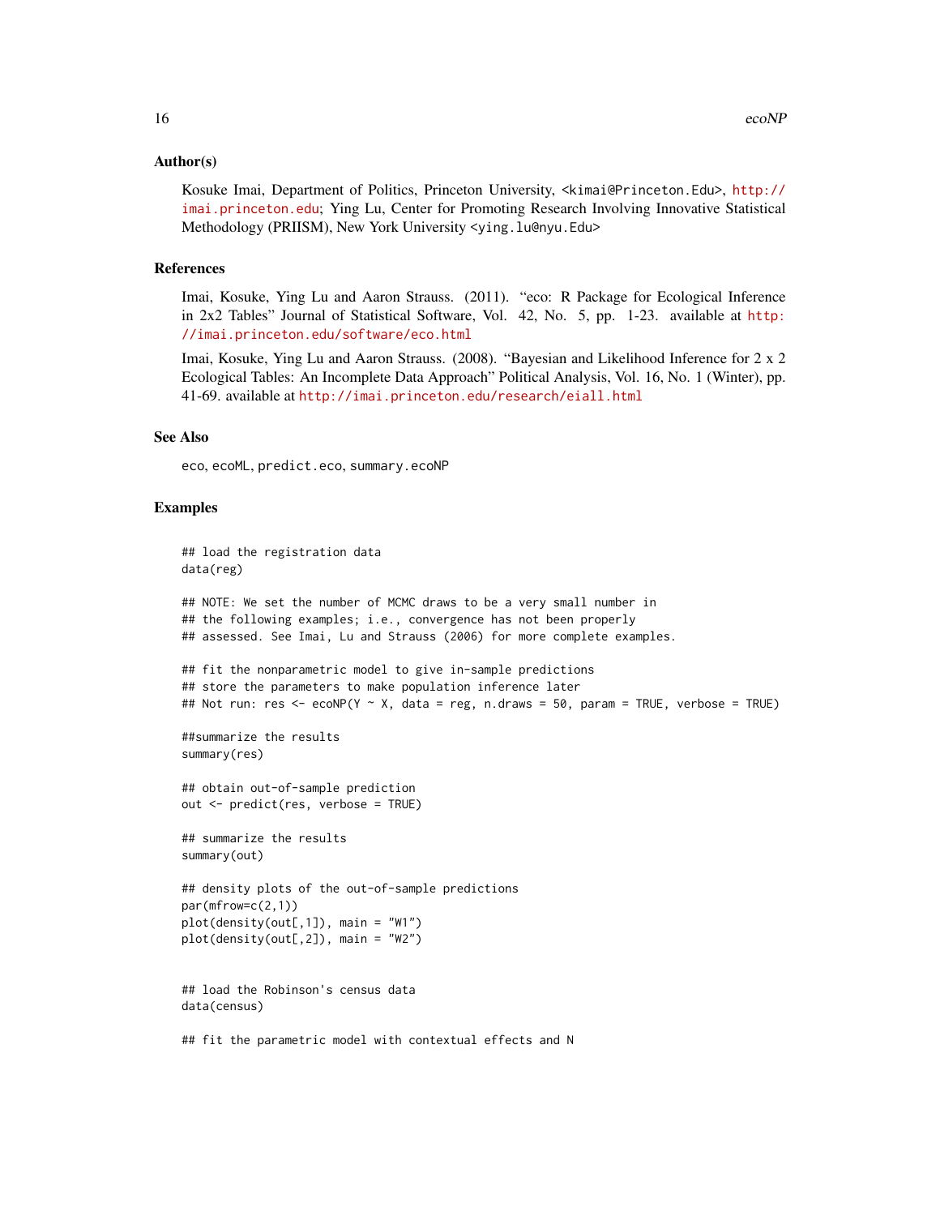### Author(s)

Kosuke Imai, Department of Politics, Princeton University, <kimai@Princeton.Edu>, http://imai.princeton.edu; Ying Lu, Center for Promoting Research Involving Innovative Statistical Methodology (PRIISM), New York University <ying.lu@nyu.Edu>

### References

Imai, Kosuke, Ying Lu and Aaron Strauss. (2011). "eco: R Package for Ecological Inference in 2x2 Tables" Journal of Statistical Software, Vol. 42, No. 5, pp. 1-23. available at http://imai.princeton.edu/software/eco.html

Imai, Kosuke, Ying Lu and Aaron Strauss. (2008). "Bayesian and Likelihood Inference for 2 x 2 Ecological Tables: An Incomplete Data Approach" Political Analysis, Vol. 16, No. 1 (Winter), pp. 41-69. available at http://imai.princeton.edu/research/eiall.html

### See Also

eco, ecoML, predict.eco, summary.ecoNP

### Examples

```
## load the registration data
data(reg)

## NOTE: We set the number of MCMC draws to be a very small number in
## the following examples; i.e., convergence has not been properly
## assessed. See Imai, Lu and Strauss (2006) for more complete examples.

## fit the nonparametric model to give in-sample predictions
## store the parameters to make population inference later
## Not run: res <- ecoNP(Y ~ X, data = reg, n.draws = 50, param = TRUE, verbose = TRUE)

##summarize the results
summary(res)

## obtain out-of-sample prediction
out <- predict(res, verbose = TRUE)

## summarize the results
summary(out)

## density plots of the out-of-sample predictions
par(mfrow=c(2,1))
plot(density(out[,1]), main = "W1")
plot(density(out[,2]), main = "W2")


## load the Robinson's census data
data(census)

## fit the parametric model with contextual effects and N
```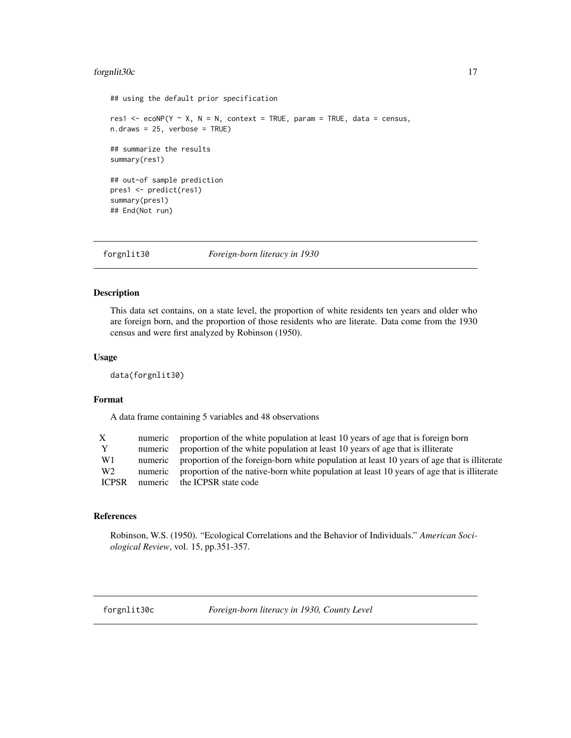```
## using the default prior specification

res1 <- ecoNP(Y ~ X, N = N, context = TRUE, param = TRUE, data = census,
n.draws = 25, verbose = TRUE)

## summarize the results
summary(res1)

## out-of sample prediction
pres1 <- predict(res1)
summary(pres1)
## End(Not run)
```

## forgnlit30 *Foreign-born literacy in 1930*

### Description

This data set contains, on a state level, the proportion of white residents ten years and older who are foreign born, and the proportion of those residents who are literate. Data come from the 1930 census and were first analyzed by Robinson (1950).

### Usage

```
data(forgnlit30)
```

### Format

A data frame containing 5 variables and 48 observations

| | | |
|---|---|---|
| X | numeric | proportion of the white population at least 10 years of age that is foreign born |
| Y | numeric | proportion of the white population at least 10 years of age that is illiterate |
| W1 | numeric | proportion of the foreign-born white population at least 10 years of age that is illiterate |
| W2 | numeric | proportion of the native-born white population at least 10 years of age that is illiterate |
| ICPSR | numeric | the ICPSR state code |

### References

Robinson, W.S. (1950). "Ecological Correlations and the Behavior of Individuals." *American Sociological Review*, vol. 15, pp.351-357.

## forgnlit30c *Foreign-born literacy in 1930, County Level*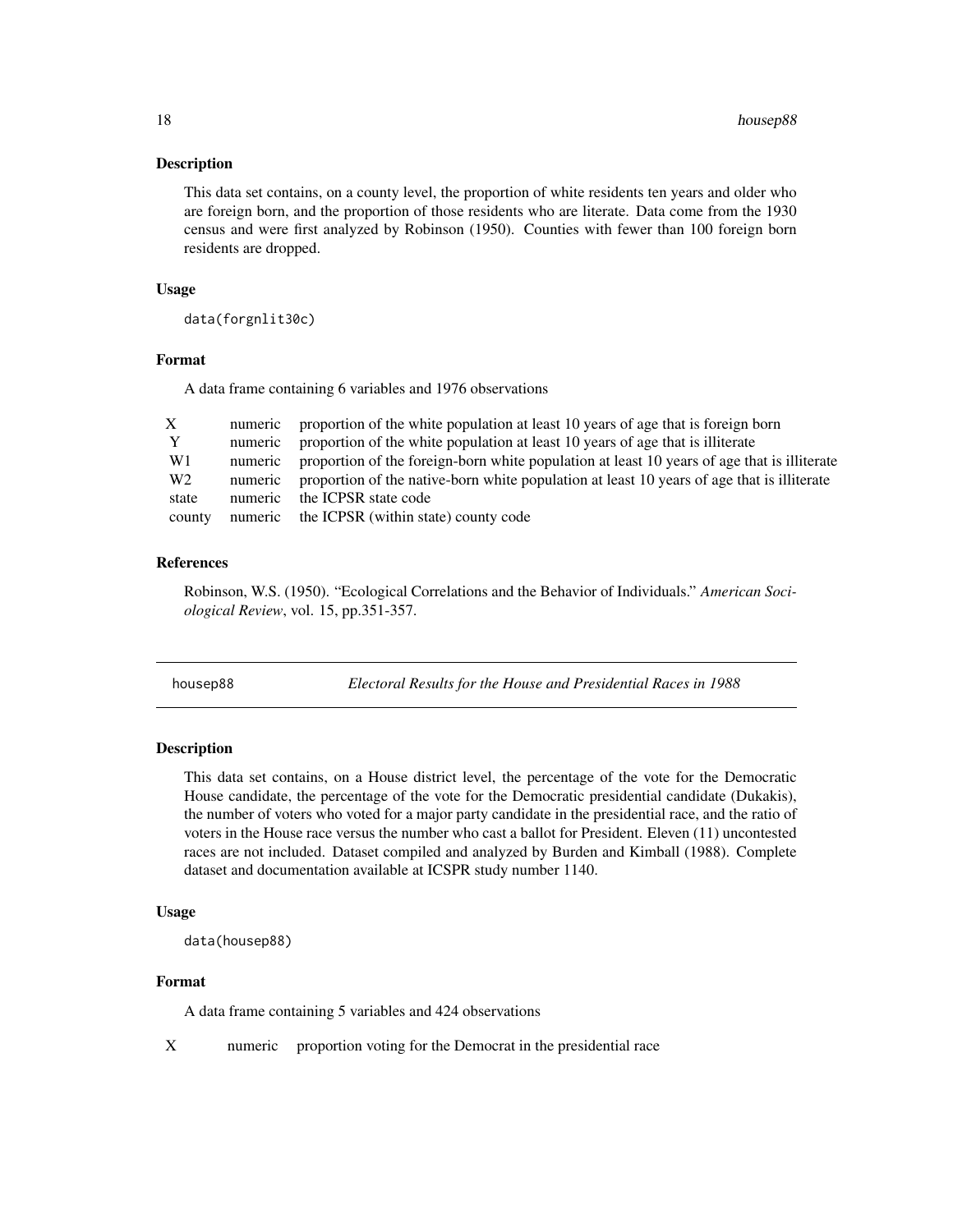### Description

This data set contains, on a county level, the proportion of white residents ten years and older who are foreign born, and the proportion of those residents who are literate. Data come from the 1930 census and were first analyzed by Robinson (1950). Counties with fewer than 100 foreign born residents are dropped.

### Usage

```
data(forgnlit30c)
```

### Format

A data frame containing 6 variables and 1976 observations

| | | |
|---|---|---|
| X | numeric | proportion of the white population at least 10 years of age that is foreign born |
| Y | numeric | proportion of the white population at least 10 years of age that is illiterate |
| W1 | numeric | proportion of the foreign-born white population at least 10 years of age that is illiterate |
| W2 | numeric | proportion of the native-born white population at least 10 years of age that is illiterate |
| state | numeric | the ICPSR state code |
| county | numeric | the ICPSR (within state) county code |

### References

Robinson, W.S. (1950). "Ecological Correlations and the Behavior of Individuals." *American Sociological Review*, vol. 15, pp.351-357.

---

## housep88 *Electoral Results for the House and Presidential Races in 1988*

### Description

This data set contains, on a House district level, the percentage of the vote for the Democratic House candidate, the percentage of the vote for the Democratic presidential candidate (Dukakis), the number of voters who voted for a major party candidate in the presidential race, and the ratio of voters in the House race versus the number who cast a ballot for President. Eleven (11) uncontested races are not included. Dataset compiled and analyzed by Burden and Kimball (1988). Complete dataset and documentation available at ICSPR study number 1140.

### Usage

```
data(housep88)
```

### Format

A data frame containing 5 variables and 424 observations

| | | |
|---|---|---|
| X | numeric | proportion voting for the Democrat in the presidential race |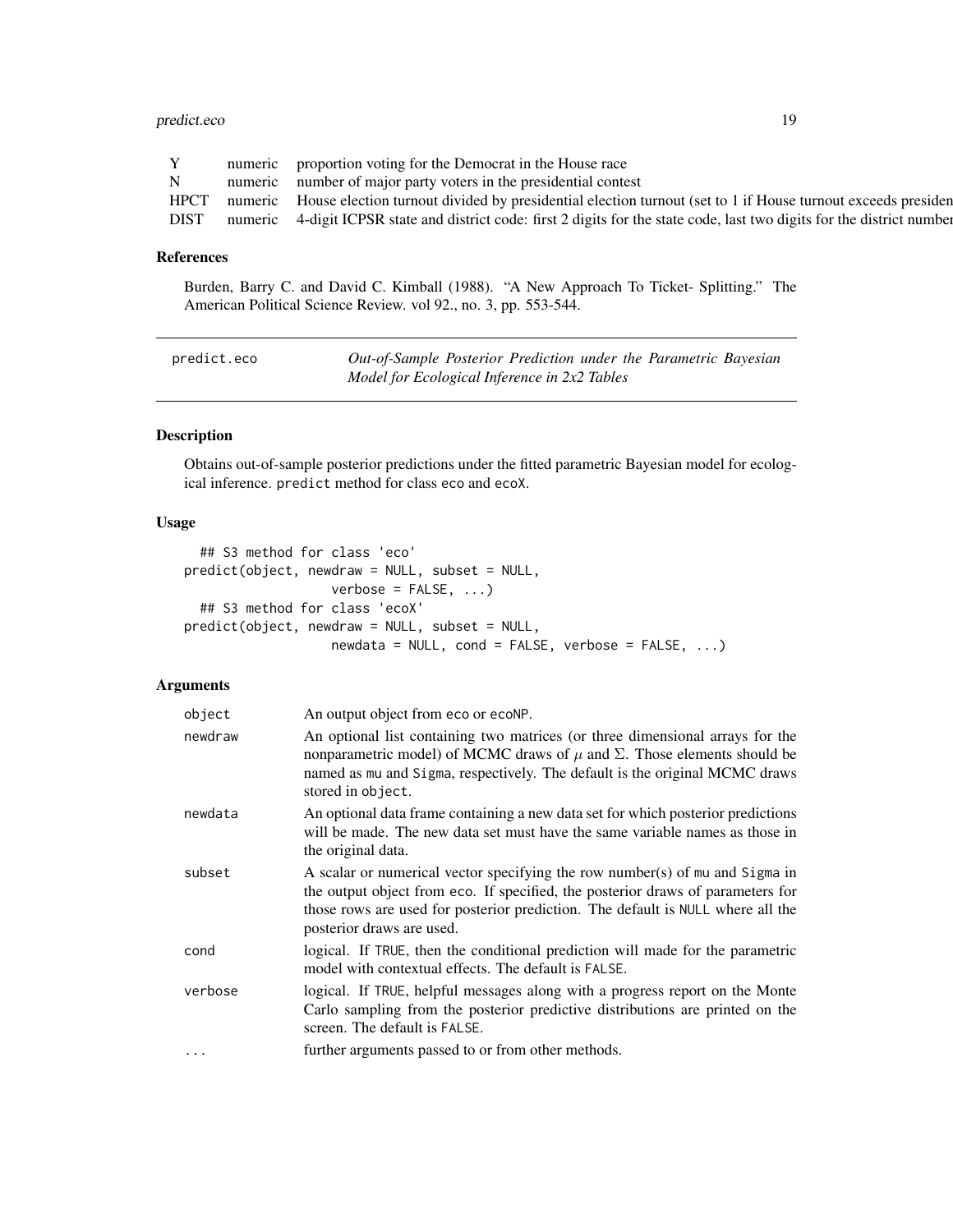| | | |
|---|---|---|
| Y | numeric | proportion voting for the Democrat in the House race |
| N | numeric | number of major party voters in the presidential contest |
| HPCT | numeric | House election turnout divided by presidential election turnout (set to 1 if House turnout exceeds presiden |
| DIST | numeric | 4-digit ICPSR state and district code: first 2 digits for the state code, last two digits for the district number |

## References

Burden, Barry C. and David C. Kimball (1988). "A New Approach To Ticket- Splitting." The American Political Science Review. vol 92., no. 3, pp. 553-544.

---

`predict.eco` *Out-of-Sample Posterior Prediction under the Parametric Bayesian Model for Ecological Inference in 2x2 Tables*

---

## Description

Obtains out-of-sample posterior predictions under the fitted parametric Bayesian model for ecological inference. `predict` method for class `eco` and `ecoX`.

## Usage

```
  ## S3 method for class 'eco'
predict(object, newdraw = NULL, subset = NULL,
                  verbose = FALSE, ...)
  ## S3 method for class 'ecoX'
predict(object, newdraw = NULL, subset = NULL,
                  newdata = NULL, cond = FALSE, verbose = FALSE, ...)
```

## Arguments

| | |
|---|---|
| `object` | An output object from `eco` or `ecoNP`. |
| `newdraw` | An optional list containing two matrices (or three dimensional arrays for the nonparametric model) of MCMC draws of $\mu$ and $\Sigma$. Those elements should be named as `mu` and `Sigma`, respectively. The default is the original MCMC draws stored in `object`. |
| `newdata` | An optional data frame containing a new data set for which posterior predictions will be made. The new data set must have the same variable names as those in the original data. |
| `subset` | A scalar or numerical vector specifying the row number(s) of `mu` and `Sigma` in the output object from `eco`. If specified, the posterior draws of parameters for those rows are used for posterior prediction. The default is `NULL` where all the posterior draws are used. |
| `cond` | logical. If `TRUE`, then the conditional prediction will made for the parametric model with contextual effects. The default is `FALSE`. |
| `verbose` | logical. If `TRUE`, helpful messages along with a progress report on the Monte Carlo sampling from the posterior predictive distributions are printed on the screen. The default is `FALSE`. |
| `...` | further arguments passed to or from other methods. |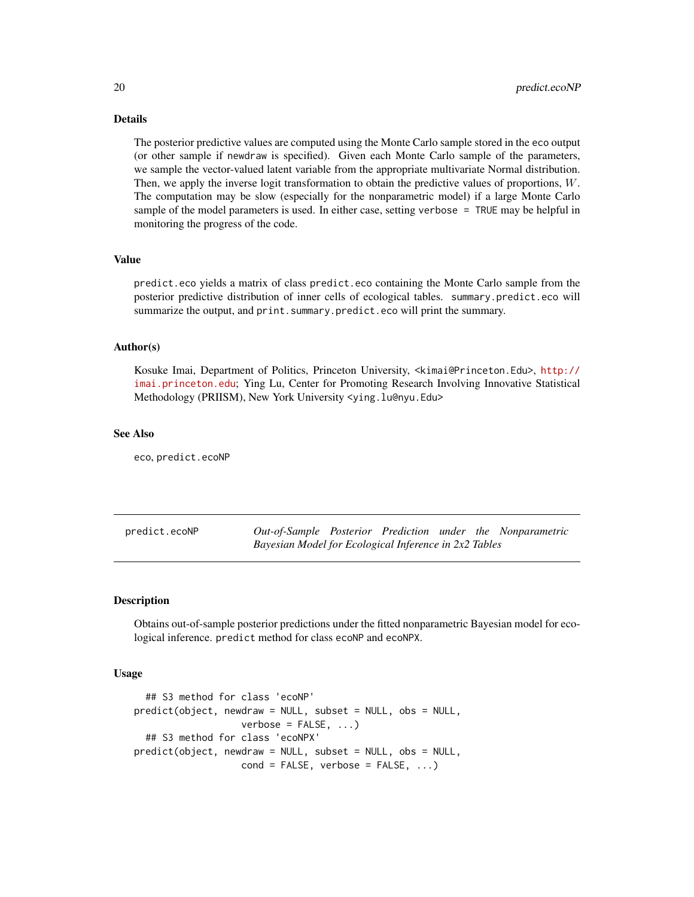## Details

The posterior predictive values are computed using the Monte Carlo sample stored in the eco output (or other sample if newdraw is specified). Given each Monte Carlo sample of the parameters, we sample the vector-valued latent variable from the appropriate multivariate Normal distribution. Then, we apply the inverse logit transformation to obtain the predictive values of proportions, $W$. The computation may be slow (especially for the nonparametric model) if a large Monte Carlo sample of the model parameters is used. In either case, setting `verbose = TRUE` may be helpful in monitoring the progress of the code.

## Value

`predict.eco` yields a matrix of class `predict.eco` containing the Monte Carlo sample from the posterior predictive distribution of inner cells of ecological tables. `summary.predict.eco` will summarize the output, and `print.summary.predict.eco` will print the summary.

## Author(s)

Kosuke Imai, Department of Politics, Princeton University, <kimai@Princeton.Edu>, http://imai.princeton.edu; Ying Lu, Center for Promoting Research Involving Innovative Statistical Methodology (PRIISM), New York University <ying.lu@nyu.Edu>

## See Also

eco, predict.ecoNP

---

# predict.ecoNP — *Out-of-Sample Posterior Prediction under the Nonparametric Bayesian Model for Ecological Inference in 2x2 Tables*

## Description

Obtains out-of-sample posterior predictions under the fitted nonparametric Bayesian model for ecological inference. `predict` method for class `ecoNP` and `ecoNPX`.

## Usage

```
  ## S3 method for class 'ecoNP'
predict(object, newdraw = NULL, subset = NULL, obs = NULL,
                   verbose = FALSE, ...)
  ## S3 method for class 'ecoNPX'
predict(object, newdraw = NULL, subset = NULL, obs = NULL,
                   cond = FALSE, verbose = FALSE, ...)
```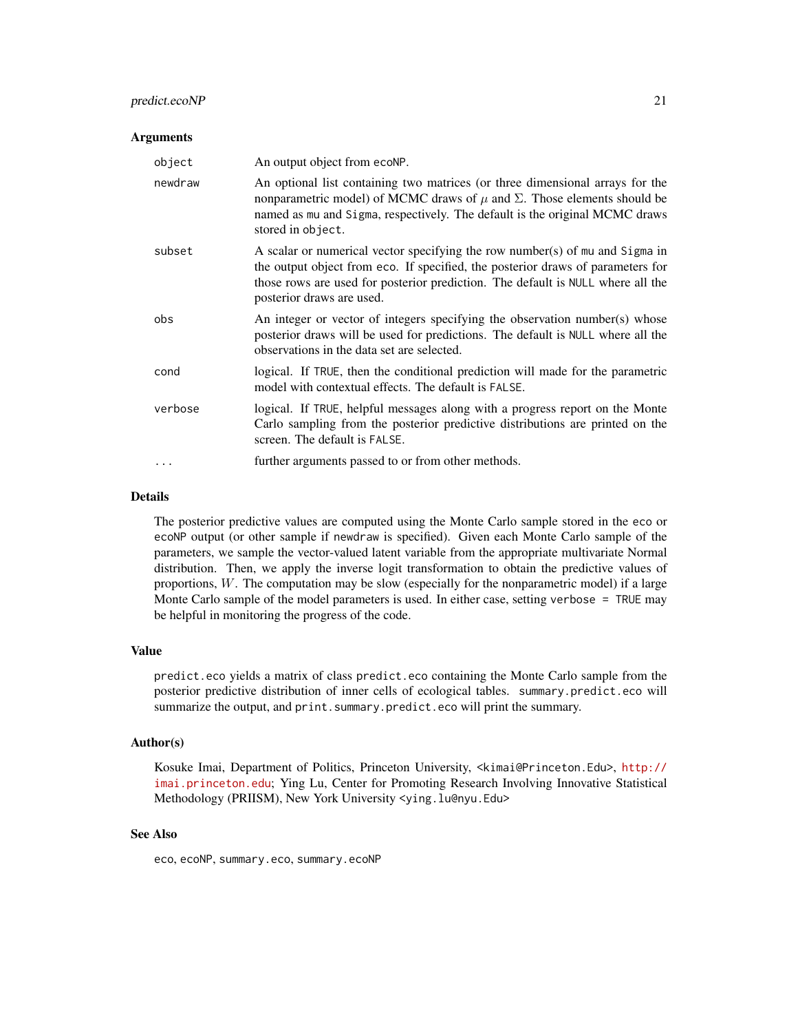## Arguments

| | |
|---|---|
| `object` | An output object from `ecoNP`. |
| `newdraw` | An optional list containing two matrices (or three dimensional arrays for the nonparametric model) of MCMC draws of $\mu$ and $\Sigma$. Those elements should be named as `mu` and `Sigma`, respectively. The default is the original MCMC draws stored in `object`. |
| `subset` | A scalar or numerical vector specifying the row number(s) of `mu` and `Sigma` in the output object from `eco`. If specified, the posterior draws of parameters for those rows are used for posterior prediction. The default is `NULL` where all the posterior draws are used. |
| `obs` | An integer or vector of integers specifying the observation number(s) whose posterior draws will be used for predictions. The default is `NULL` where all the observations in the data set are selected. |
| `cond` | logical. If `TRUE`, then the conditional prediction will made for the parametric model with contextual effects. The default is `FALSE`. |
| `verbose` | logical. If `TRUE`, helpful messages along with a progress report on the Monte Carlo sampling from the posterior predictive distributions are printed on the screen. The default is `FALSE`. |
| `...` | further arguments passed to or from other methods. |

## Details

The posterior predictive values are computed using the Monte Carlo sample stored in the `eco` or `ecoNP` output (or other sample if `newdraw` is specified). Given each Monte Carlo sample of the parameters, we sample the vector-valued latent variable from the appropriate multivariate Normal distribution. Then, we apply the inverse logit transformation to obtain the predictive values of proportions, $W$. The computation may be slow (especially for the nonparametric model) if a large Monte Carlo sample of the model parameters is used. In either case, setting `verbose = TRUE` may be helpful in monitoring the progress of the code.

## Value

`predict.eco` yields a matrix of class `predict.eco` containing the Monte Carlo sample from the posterior predictive distribution of inner cells of ecological tables. `summary.predict.eco` will summarize the output, and `print.summary.predict.eco` will print the summary.

## Author(s)

Kosuke Imai, Department of Politics, Princeton University, <kimai@Princeton.Edu>, http://imai.princeton.edu; Ying Lu, Center for Promoting Research Involving Innovative Statistical Methodology (PRIISM), New York University <ying.lu@nyu.Edu>

## See Also

`eco`, `ecoNP`, `summary.eco`, `summary.ecoNP`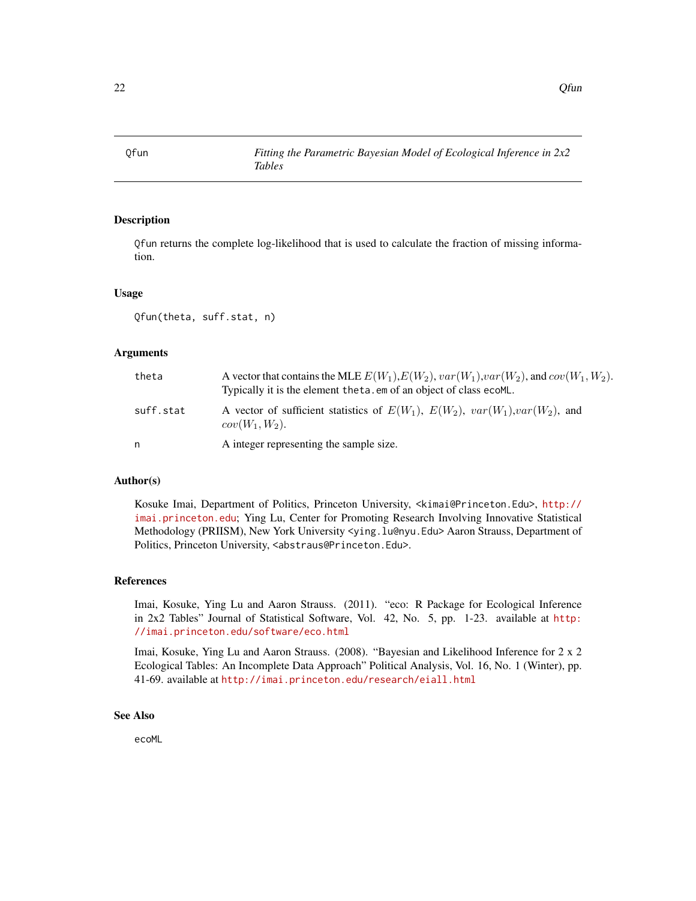## Qfun — *Fitting the Parametric Bayesian Model of Ecological Inference in 2x2 Tables*

### Description

`Qfun` returns the complete log-likelihood that is used to calculate the fraction of missing information.

### Usage

```
Qfun(theta, suff.stat, n)
```

### Arguments

| | |
|---|---|
| `theta` | A vector that contains the MLE $E(W_1)$,$E(W_2)$, $var(W_1)$,$var(W_2)$, and $cov(W_1, W_2)$. Typically it is the element `theta.em` of an object of class `ecoML`. |
| `suff.stat` | A vector of sufficient statistics of $E(W_1)$, $E(W_2)$, $var(W_1)$,$var(W_2)$, and $cov(W_1, W_2)$. |
| `n` | A integer representing the sample size. |

### Author(s)

Kosuke Imai, Department of Politics, Princeton University, <kimai@Princeton.Edu>, http://imai.princeton.edu; Ying Lu, Center for Promoting Research Involving Innovative Statistical Methodology (PRIISM), New York University <ying.lu@nyu.Edu> Aaron Strauss, Department of Politics, Princeton University, <abstraus@Princeton.Edu>.

### References

Imai, Kosuke, Ying Lu and Aaron Strauss. (2011). "eco: R Package for Ecological Inference in 2x2 Tables" Journal of Statistical Software, Vol. 42, No. 5, pp. 1-23. available at http://imai.princeton.edu/software/eco.html

Imai, Kosuke, Ying Lu and Aaron Strauss. (2008). "Bayesian and Likelihood Inference for 2 x 2 Ecological Tables: An Incomplete Data Approach" Political Analysis, Vol. 16, No. 1 (Winter), pp. 41-69. available at http://imai.princeton.edu/research/eiall.html

### See Also

`ecoML`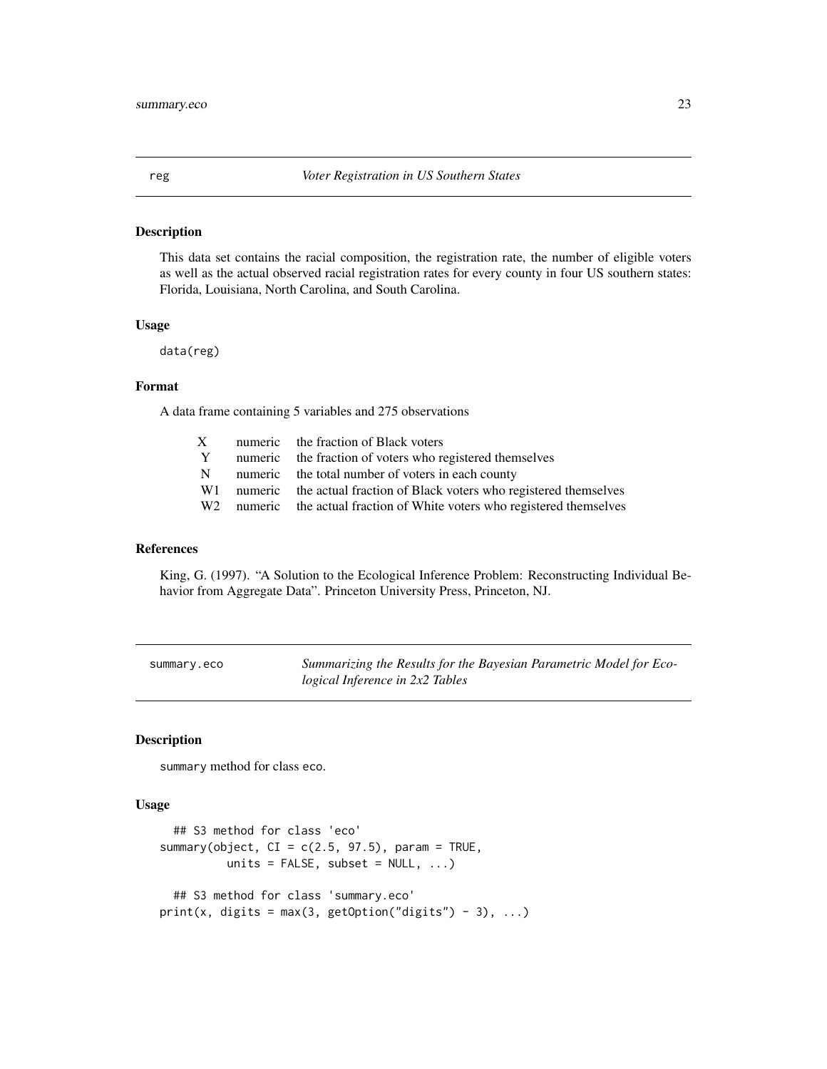## reg — *Voter Registration in US Southern States*

### Description

This data set contains the racial composition, the registration rate, the number of eligible voters as well as the actual observed racial registration rates for every county in four US southern states: Florida, Louisiana, North Carolina, and South Carolina.

### Usage

```
data(reg)
```

### Format

A data frame containing 5 variables and 275 observations

| | | |
|---|---|---|
| X | numeric | the fraction of Black voters |
| Y | numeric | the fraction of voters who registered themselves |
| N | numeric | the total number of voters in each county |
| W1 | numeric | the actual fraction of Black voters who registered themselves |
| W2 | numeric | the actual fraction of White voters who registered themselves |

### References

King, G. (1997). "A Solution to the Ecological Inference Problem: Reconstructing Individual Behavior from Aggregate Data". Princeton University Press, Princeton, NJ.

## summary.eco — *Summarizing the Results for the Bayesian Parametric Model for Ecological Inference in 2x2 Tables*

### Description

summary method for class eco.

### Usage

```
  ## S3 method for class 'eco'
summary(object, CI = c(2.5, 97.5), param = TRUE,
        units = FALSE, subset = NULL, ...)

  ## S3 method for class 'summary.eco'
print(x, digits = max(3, getOption("digits") - 3), ...)
```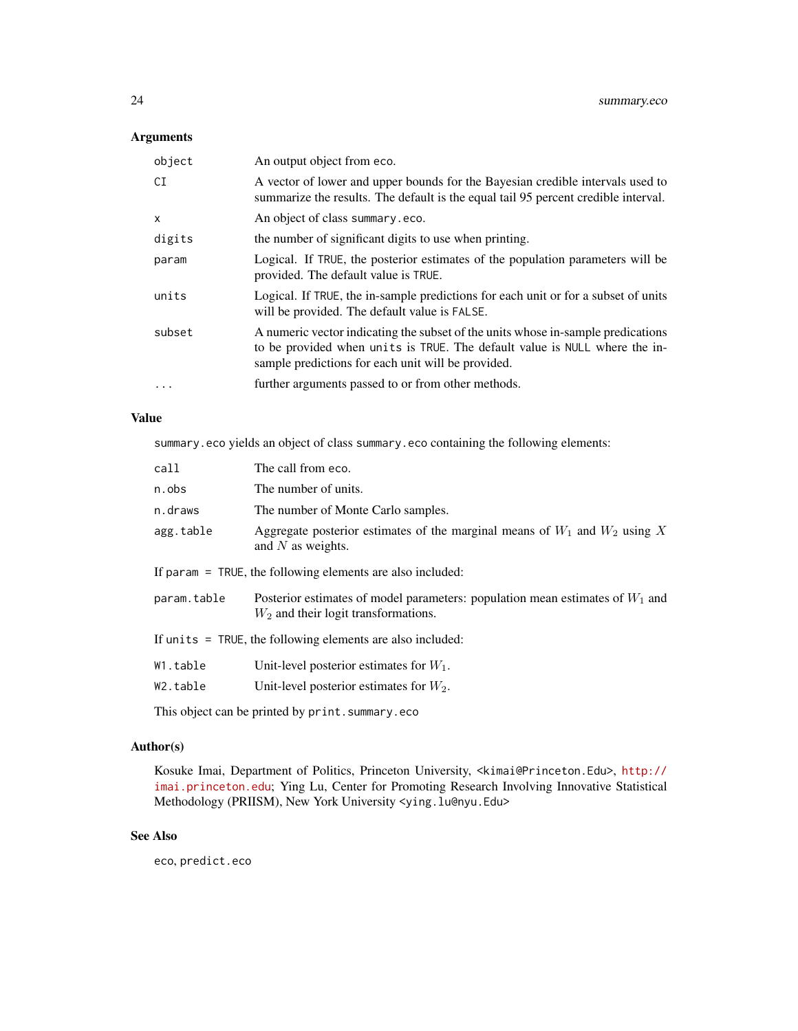## Arguments

| | |
|---|---|
| `object` | An output object from `eco`. |
| `CI` | A vector of lower and upper bounds for the Bayesian credible intervals used to summarize the results. The default is the equal tail 95 percent credible interval. |
| `x` | An object of class `summary.eco`. |
| `digits` | the number of significant digits to use when printing. |
| `param` | Logical. If `TRUE`, the posterior estimates of the population parameters will be provided. The default value is `TRUE`. |
| `units` | Logical. If `TRUE`, the in-sample predictions for each unit or for a subset of units will be provided. The default value is `FALSE`. |
| `subset` | A numeric vector indicating the subset of the units whose in-sample predications to be provided when `units` is `TRUE`. The default value is `NULL` where the in-sample predictions for each unit will be provided. |
| `...` | further arguments passed to or from other methods. |

## Value

`summary.eco` yields an object of class `summary.eco` containing the following elements:

| | |
|---|---|
| `call` | The call from `eco`. |
| `n.obs` | The number of units. |
| `n.draws` | The number of Monte Carlo samples. |
| `agg.table` | Aggregate posterior estimates of the marginal means of $W_1$ and $W_2$ using $X$ and $N$ as weights. |

If `param = TRUE`, the following elements are also included:

| | |
|---|---|
| `param.table` | Posterior estimates of model parameters: population mean estimates of $W_1$ and $W_2$ and their logit transformations. |

If `units = TRUE`, the following elements are also included:

| | |
|---|---|
| `W1.table` | Unit-level posterior estimates for $W_1$. |
| `W2.table` | Unit-level posterior estimates for $W_2$. |

This object can be printed by `print.summary.eco`

## Author(s)

Kosuke Imai, Department of Politics, Princeton University, <kimai@Princeton.Edu>, http://imai.princeton.edu; Ying Lu, Center for Promoting Research Involving Innovative Statistical Methodology (PRIISM), New York University <ying.lu@nyu.Edu>

## See Also

`eco`, `predict.eco`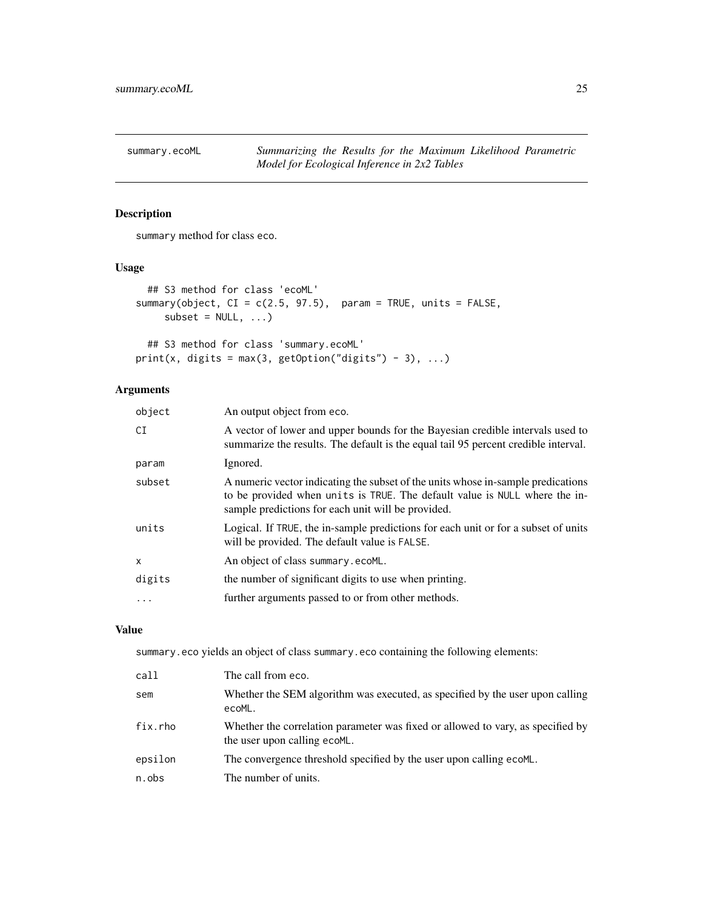summary.ecoML — *Summarizing the Results for the Maximum Likelihood Parametric Model for Ecological Inference in 2x2 Tables*

## Description

summary method for class eco.

## Usage

```
  ## S3 method for class 'ecoML'
summary(object, CI = c(2.5, 97.5),  param = TRUE, units = FALSE,
     subset = NULL, ...)

  ## S3 method for class 'summary.ecoML'
print(x, digits = max(3, getOption("digits") - 3), ...)
```

## Arguments

| | |
|---|---|
| object | An output object from eco. |
| CI | A vector of lower and upper bounds for the Bayesian credible intervals used to summarize the results. The default is the equal tail 95 percent credible interval. |
| param | Ignored. |
| subset | A numeric vector indicating the subset of the units whose in-sample predications to be provided when units is TRUE. The default value is NULL where the in-sample predictions for each unit will be provided. |
| units | Logical. If TRUE, the in-sample predictions for each unit or for a subset of units will be provided. The default value is FALSE. |
| x | An object of class summary.ecoML. |
| digits | the number of significant digits to use when printing. |
| ... | further arguments passed to or from other methods. |

## Value

summary.eco yields an object of class summary.eco containing the following elements:

| | |
|---|---|
| call | The call from eco. |
| sem | Whether the SEM algorithm was executed, as specified by the user upon calling ecoML. |
| fix.rho | Whether the correlation parameter was fixed or allowed to vary, as specified by the user upon calling ecoML. |
| epsilon | The convergence threshold specified by the user upon calling ecoML. |
| n.obs | The number of units. |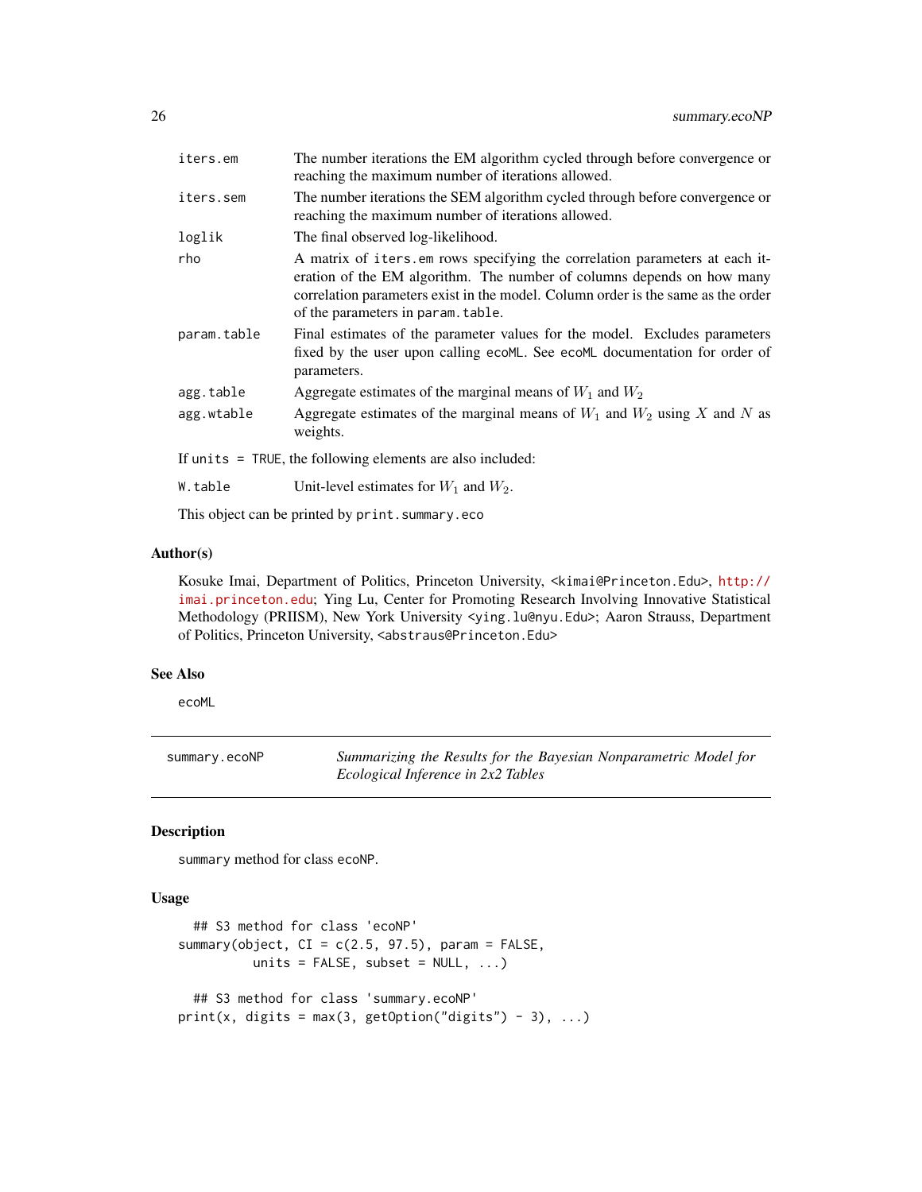iters.em
: The number iterations the EM algorithm cycled through before convergence or reaching the maximum number of iterations allowed.

iters.sem
: The number iterations the SEM algorithm cycled through before convergence or reaching the maximum number of iterations allowed.

loglik
: The final observed log-likelihood.

rho
: A matrix of iters.em rows specifying the correlation parameters at each iteration of the EM algorithm. The number of columns depends on how many correlation parameters exist in the model. Column order is the same as the order of the parameters in param.table.

param.table
: Final estimates of the parameter values for the model. Excludes parameters fixed by the user upon calling ecoML. See ecoML documentation for order of parameters.

agg.table
: Aggregate estimates of the marginal means of $W_1$ and $W_2$

agg.wtable
: Aggregate estimates of the marginal means of $W_1$ and $W_2$ using $X$ and $N$ as weights.

If units = TRUE, the following elements are also included:

W.table
: Unit-level estimates for $W_1$ and $W_2$.

This object can be printed by print.summary.eco

### Author(s)

Kosuke Imai, Department of Politics, Princeton University, <kimai@Princeton.Edu>, http://imai.princeton.edu; Ying Lu, Center for Promoting Research Involving Innovative Statistical Methodology (PRIISM), New York University <ying.lu@nyu.Edu>; Aaron Strauss, Department of Politics, Princeton University, <abstraus@Princeton.Edu>

### See Also

ecoML

---

## summary.ecoNP — *Summarizing the Results for the Bayesian Nonparametric Model for Ecological Inference in 2x2 Tables*

---

### Description

summary method for class ecoNP.

### Usage

```
  ## S3 method for class 'ecoNP'
summary(object, CI = c(2.5, 97.5), param = FALSE,
          units = FALSE, subset = NULL, ...)

  ## S3 method for class 'summary.ecoNP'
print(x, digits = max(3, getOption("digits") - 3), ...)
```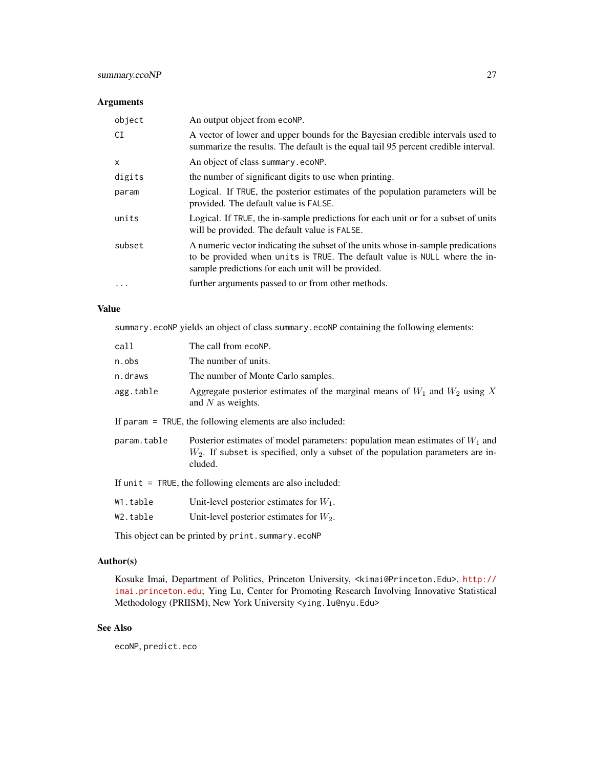## Arguments

| | |
|---|---|
| object | An output object from ecoNP. |
| CI | A vector of lower and upper bounds for the Bayesian credible intervals used to summarize the results. The default is the equal tail 95 percent credible interval. |
| x | An object of class summary.ecoNP. |
| digits | the number of significant digits to use when printing. |
| param | Logical. If TRUE, the posterior estimates of the population parameters will be provided. The default value is FALSE. |
| units | Logical. If TRUE, the in-sample predictions for each unit or for a subset of units will be provided. The default value is FALSE. |
| subset | A numeric vector indicating the subset of the units whose in-sample predications to be provided when units is TRUE. The default value is NULL where the in-sample predictions for each unit will be provided. |
| ... | further arguments passed to or from other methods. |

## Value

summary.ecoNP yields an object of class summary.ecoNP containing the following elements:

| | |
|---|---|
| call | The call from ecoNP. |
| n.obs | The number of units. |
| n.draws | The number of Monte Carlo samples. |
| agg.table | Aggregate posterior estimates of the marginal means of $W_1$ and $W_2$ using $X$ and $N$ as weights. |

If param = TRUE, the following elements are also included:

| | |
|---|---|
| param.table | Posterior estimates of model parameters: population mean estimates of $W_1$ and $W_2$. If subset is specified, only a subset of the population parameters are included. |

If unit = TRUE, the following elements are also included:

| | |
|---|---|
| W1.table | Unit-level posterior estimates for $W_1$. |
| W2.table | Unit-level posterior estimates for $W_2$. |

This object can be printed by print.summary.ecoNP

## Author(s)

Kosuke Imai, Department of Politics, Princeton University, <kimai@Princeton.Edu>, http://imai.princeton.edu; Ying Lu, Center for Promoting Research Involving Innovative Statistical Methodology (PRIISM), New York University <ying.lu@nyu.Edu>

## See Also

ecoNP, predict.eco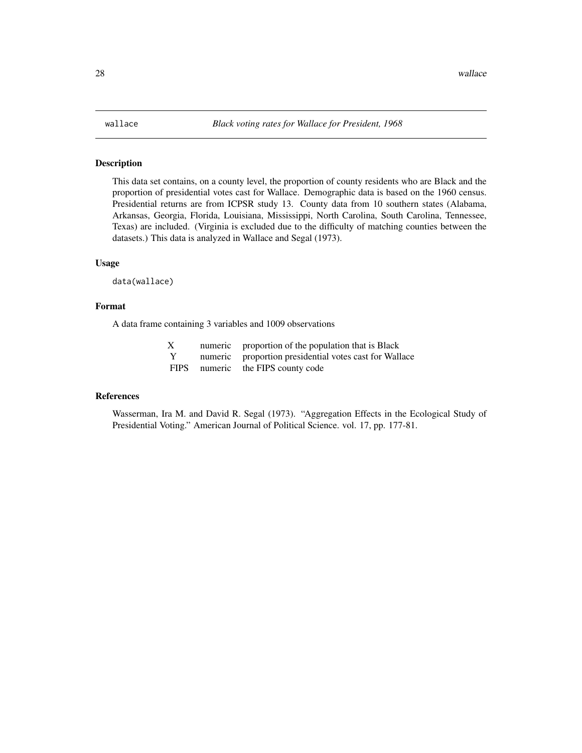wallace *Black voting rates for Wallace for President, 1968*

## Description

This data set contains, on a county level, the proportion of county residents who are Black and the proportion of presidential votes cast for Wallace. Demographic data is based on the 1960 census. Presidential returns are from ICPSR study 13. County data from 10 southern states (Alabama, Arkansas, Georgia, Florida, Louisiana, Mississippi, North Carolina, South Carolina, Tennessee, Texas) are included. (Virginia is excluded due to the difficulty of matching counties between the datasets.) This data is analyzed in Wallace and Segal (1973).

## Usage

```
data(wallace)
```

## Format

A data frame containing 3 variables and 1009 observations

| | | |
|---|---|---|
| X | numeric | proportion of the population that is Black |
| Y | numeric | proportion presidential votes cast for Wallace |
| FIPS | numeric | the FIPS county code |

## References

Wasserman, Ira M. and David R. Segal (1973). "Aggregation Effects in the Ecological Study of Presidential Voting." American Journal of Political Science. vol. 17, pp. 177-81.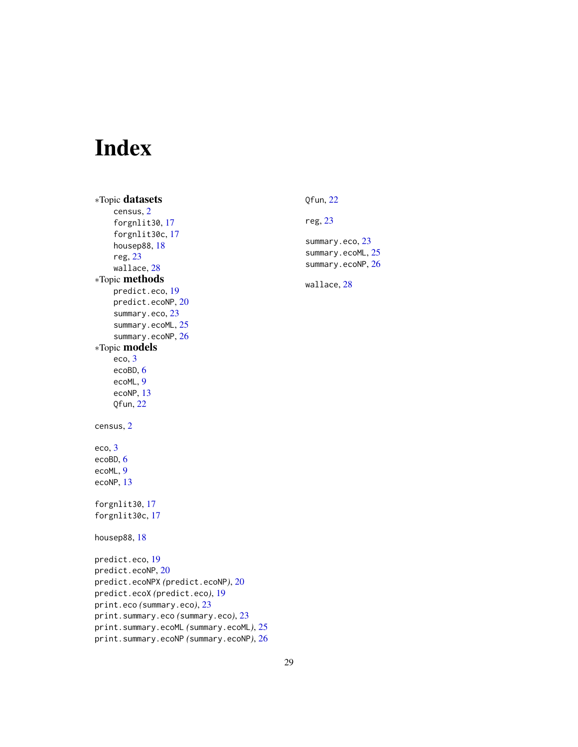# Index

∗Topic **datasets**
- census, 2
- forgnlit30, 17
- forgnlit30c, 17
- housep88, 18
- reg, 23
- wallace, 28

∗Topic **methods**
- predict.eco, 19
- predict.ecoNP, 20
- summary.eco, 23
- summary.ecoML, 25
- summary.ecoNP, 26

∗Topic **models**
- eco, 3
- ecoBD, 6
- ecoML, 9
- ecoNP, 13
- Qfun, 22

census, 2

eco, 3
ecoBD, 6
ecoML, 9
ecoNP, 13

forgnlit30, 17
forgnlit30c, 17

housep88, 18

predict.eco, 19
predict.ecoNP, 20
predict.ecoNPX *(*predict.ecoNP*)*, 20
predict.ecoX *(*predict.eco*)*, 19
print.eco *(*summary.eco*)*, 23
print.summary.eco *(*summary.eco*)*, 23
print.summary.ecoML *(*summary.ecoML*)*, 25
print.summary.ecoNP *(*summary.ecoNP*)*, 26

Qfun, 22

reg, 23

summary.eco, 23
summary.ecoML, 25
summary.ecoNP, 26

wallace, 28